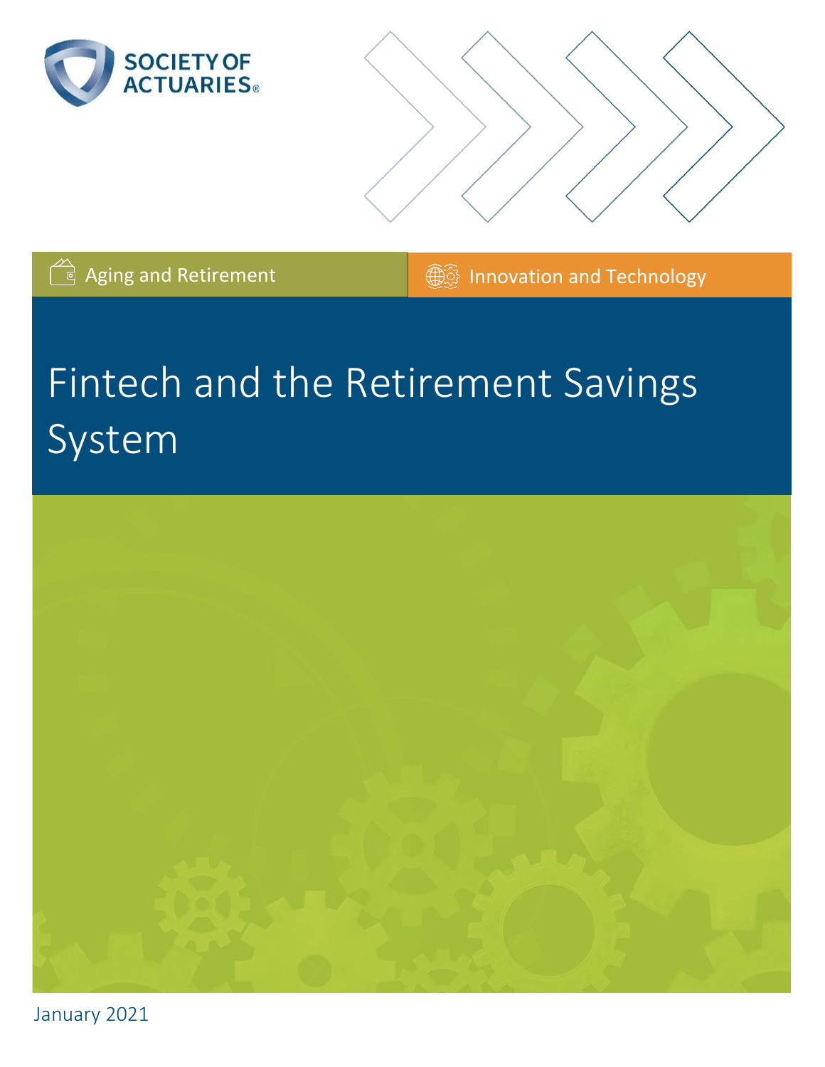SOCIETY OF ACTUARIES

Aging and Retirement

Innovation and Technology

# Fintech and the Retirement Savings System

January 2021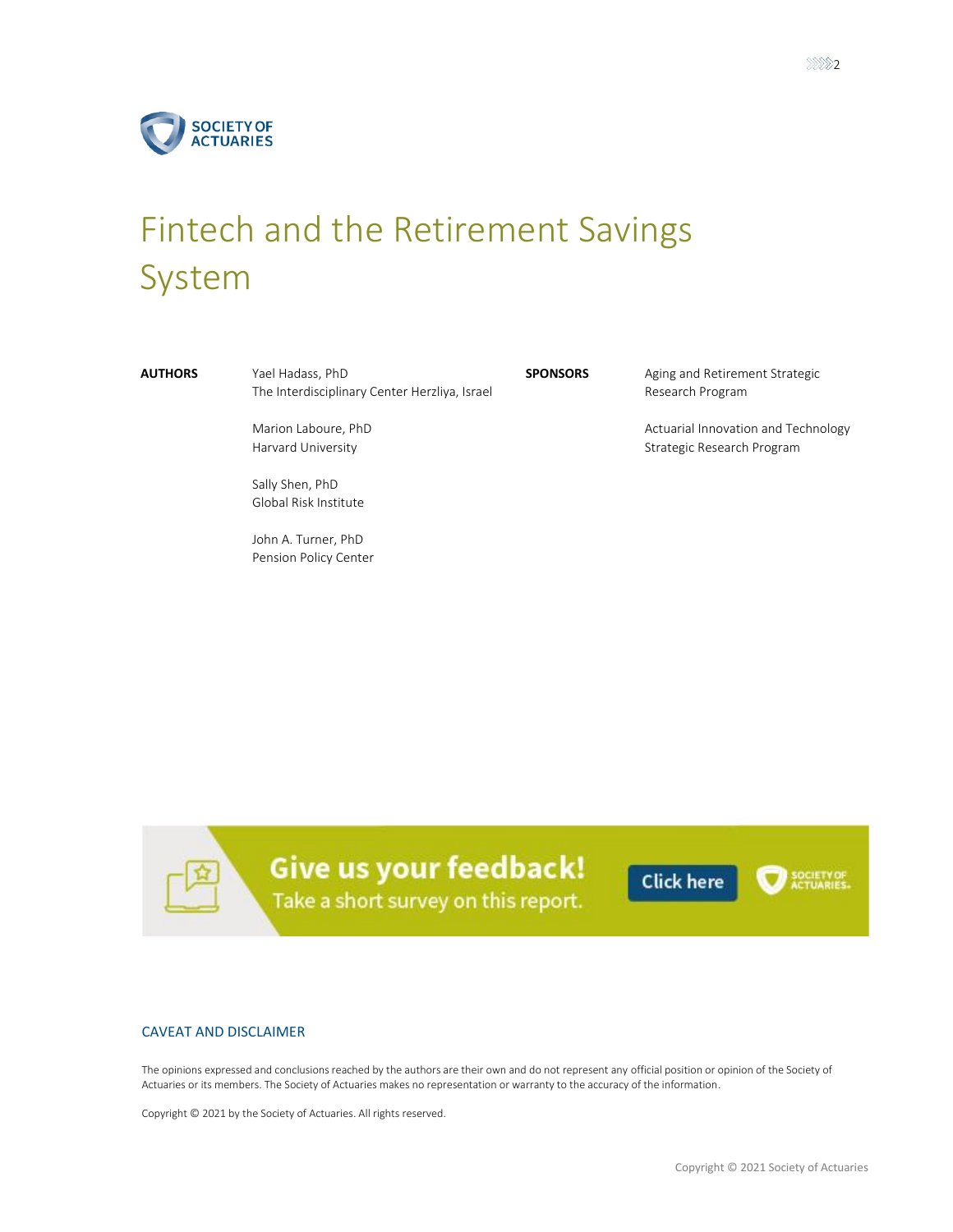# Fintech and the Retirement Savings System

**AUTHORS**

Yael Hadass, PhD
The Interdisciplinary Center Herzliya, Israel

Marion Laboure, PhD
Harvard University

Sally Shen, PhD
Global Risk Institute

John A. Turner, PhD
Pension Policy Center

**SPONSORS**

Aging and Retirement Strategic Research Program

Actuarial Innovation and Technology Strategic Research Program

**Give us your feedback!**
Take a short survey on this report.
Click here

## CAVEAT AND DISCLAIMER

The opinions expressed and conclusions reached by the authors are their own and do not represent any official position or opinion of the Society of Actuaries or its members. The Society of Actuaries makes no representation or warranty to the accuracy of the information.

Copyright © 2021 by the Society of Actuaries. All rights reserved.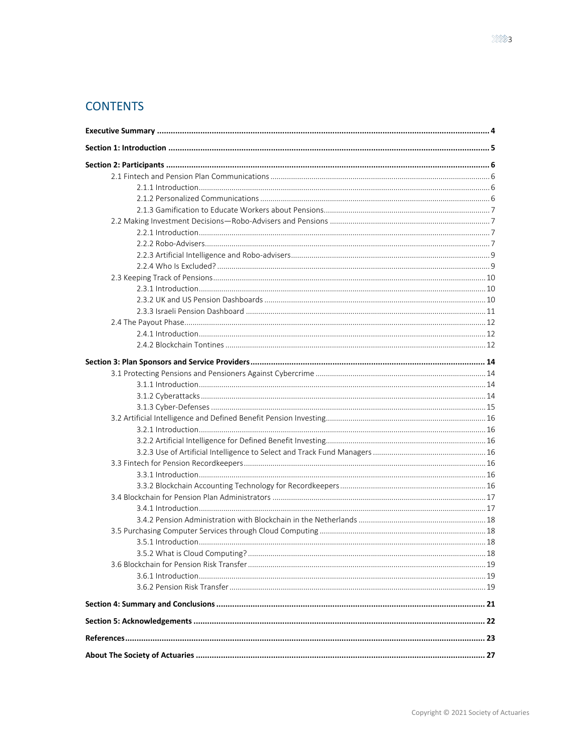# CONTENTS

**Executive Summary** ..... **4**

**Section 1: Introduction** ..... **5**

**Section 2: Participants** ..... **6**

- 2.1 Fintech and Pension Plan Communications ..... 6
  - 2.1.1 Introduction ..... 6
  - 2.1.2 Personalized Communications ..... 6
  - 2.1.3 Gamification to Educate Workers about Pensions ..... 7
- 2.2 Making Investment Decisions—Robo-Advisers and Pensions ..... 7
  - 2.2.1 Introduction ..... 7
  - 2.2.2 Robo-Advisers ..... 7
  - 2.2.3 Artificial Intelligence and Robo-advisers ..... 9
  - 2.2.4 Who Is Excluded? ..... 9
- 2.3 Keeping Track of Pensions ..... 10
  - 2.3.1 Introduction ..... 10
  - 2.3.2 UK and US Pension Dashboards ..... 10
  - 2.3.3 Israeli Pension Dashboard ..... 11
- 2.4 The Payout Phase ..... 12
  - 2.4.1 Introduction ..... 12
  - 2.4.2 Blockchain Tontines ..... 12

**Section 3: Plan Sponsors and Service Providers** ..... **14**

- 3.1 Protecting Pensions and Pensioners Against Cybercrime ..... 14
  - 3.1.1 Introduction ..... 14
  - 3.1.2 Cyberattacks ..... 14
  - 3.1.3 Cyber-Defenses ..... 15
- 3.2 Artificial Intelligence and Defined Benefit Pension Investing ..... 16
  - 3.2.1 Introduction ..... 16
  - 3.2.2 Artificial Intelligence for Defined Benefit Investing ..... 16
  - 3.2.3 Use of Artificial Intelligence to Select and Track Fund Managers ..... 16
- 3.3 Fintech for Pension Recordkeepers ..... 16
  - 3.3.1 Introduction ..... 16
  - 3.3.2 Blockchain Accounting Technology for Recordkeepers ..... 16
- 3.4 Blockchain for Pension Plan Administrators ..... 17
  - 3.4.1 Introduction ..... 17
  - 3.4.2 Pension Administration with Blockchain in the Netherlands ..... 18
- 3.5 Purchasing Computer Services through Cloud Computing ..... 18
  - 3.5.1 Introduction ..... 18
  - 3.5.2 What is Cloud Computing? ..... 18
- 3.6 Blockchain for Pension Risk Transfer ..... 19
  - 3.6.1 Introduction ..... 19
  - 3.6.2 Pension Risk Transfer ..... 19

**Section 4: Summary and Conclusions** ..... **21**

**Section 5: Acknowledgements** ..... **22**

**References** ..... **23**

**About The Society of Actuaries** ..... **27**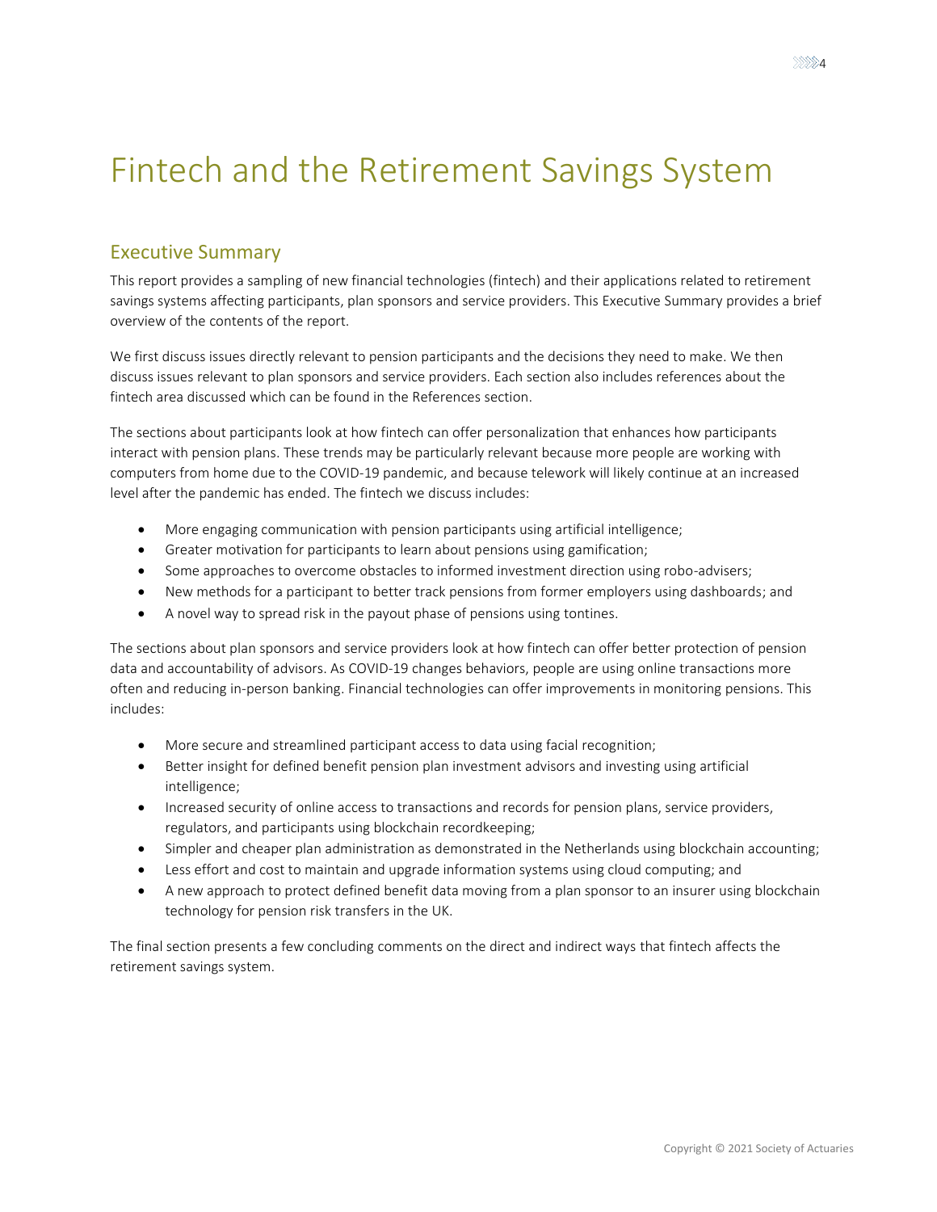# Fintech and the Retirement Savings System

## Executive Summary

This report provides a sampling of new financial technologies (fintech) and their applications related to retirement savings systems affecting participants, plan sponsors and service providers. This Executive Summary provides a brief overview of the contents of the report.

We first discuss issues directly relevant to pension participants and the decisions they need to make. We then discuss issues relevant to plan sponsors and service providers. Each section also includes references about the fintech area discussed which can be found in the References section.

The sections about participants look at how fintech can offer personalization that enhances how participants interact with pension plans. These trends may be particularly relevant because more people are working with computers from home due to the COVID-19 pandemic, and because telework will likely continue at an increased level after the pandemic has ended. The fintech we discuss includes:

- More engaging communication with pension participants using artificial intelligence;
- Greater motivation for participants to learn about pensions using gamification;
- Some approaches to overcome obstacles to informed investment direction using robo-advisers;
- New methods for a participant to better track pensions from former employers using dashboards; and
- A novel way to spread risk in the payout phase of pensions using tontines.

The sections about plan sponsors and service providers look at how fintech can offer better protection of pension data and accountability of advisors. As COVID-19 changes behaviors, people are using online transactions more often and reducing in-person banking. Financial technologies can offer improvements in monitoring pensions. This includes:

- More secure and streamlined participant access to data using facial recognition;
- Better insight for defined benefit pension plan investment advisors and investing using artificial intelligence;
- Increased security of online access to transactions and records for pension plans, service providers, regulators, and participants using blockchain recordkeeping;
- Simpler and cheaper plan administration as demonstrated in the Netherlands using blockchain accounting;
- Less effort and cost to maintain and upgrade information systems using cloud computing; and
- A new approach to protect defined benefit data moving from a plan sponsor to an insurer using blockchain technology for pension risk transfers in the UK.

The final section presents a few concluding comments on the direct and indirect ways that fintech affects the retirement savings system.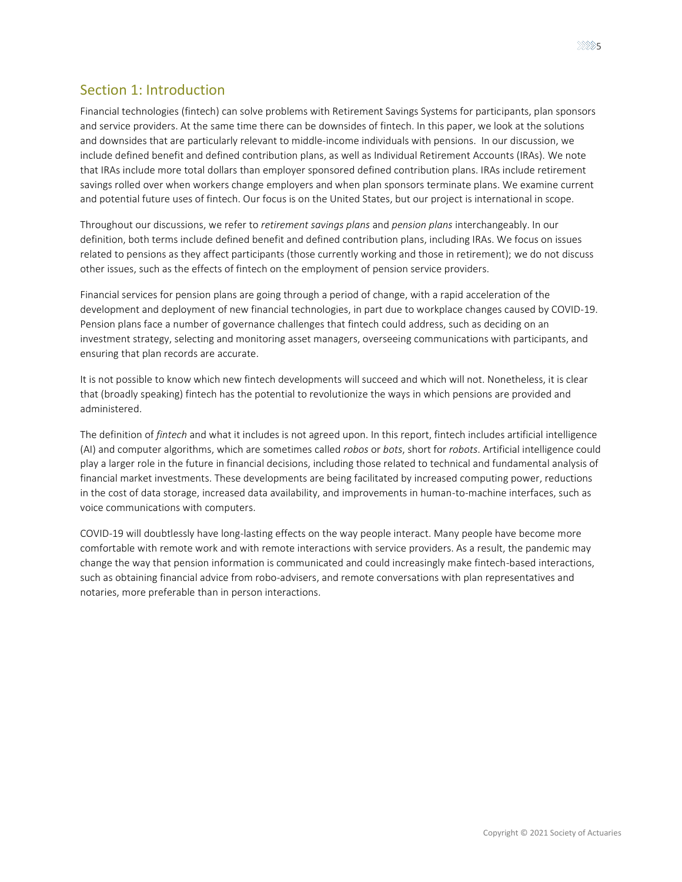## Section 1: Introduction

Financial technologies (fintech) can solve problems with Retirement Savings Systems for participants, plan sponsors and service providers. At the same time there can be downsides of fintech. In this paper, we look at the solutions and downsides that are particularly relevant to middle-income individuals with pensions. In our discussion, we include defined benefit and defined contribution plans, as well as Individual Retirement Accounts (IRAs). We note that IRAs include more total dollars than employer sponsored defined contribution plans. IRAs include retirement savings rolled over when workers change employers and when plan sponsors terminate plans. We examine current and potential future uses of fintech. Our focus is on the United States, but our project is international in scope.

Throughout our discussions, we refer to *retirement savings plans* and *pension plans* interchangeably. In our definition, both terms include defined benefit and defined contribution plans, including IRAs. We focus on issues related to pensions as they affect participants (those currently working and those in retirement); we do not discuss other issues, such as the effects of fintech on the employment of pension service providers.

Financial services for pension plans are going through a period of change, with a rapid acceleration of the development and deployment of new financial technologies, in part due to workplace changes caused by COVID-19. Pension plans face a number of governance challenges that fintech could address, such as deciding on an investment strategy, selecting and monitoring asset managers, overseeing communications with participants, and ensuring that plan records are accurate.

It is not possible to know which new fintech developments will succeed and which will not. Nonetheless, it is clear that (broadly speaking) fintech has the potential to revolutionize the ways in which pensions are provided and administered.

The definition of *fintech* and what it includes is not agreed upon. In this report, fintech includes artificial intelligence (AI) and computer algorithms, which are sometimes called *robos* or *bots*, short for *robots*. Artificial intelligence could play a larger role in the future in financial decisions, including those related to technical and fundamental analysis of financial market investments. These developments are being facilitated by increased computing power, reductions in the cost of data storage, increased data availability, and improvements in human-to-machine interfaces, such as voice communications with computers.

COVID-19 will doubtlessly have long-lasting effects on the way people interact. Many people have become more comfortable with remote work and with remote interactions with service providers. As a result, the pandemic may change the way that pension information is communicated and could increasingly make fintech-based interactions, such as obtaining financial advice from robo-advisers, and remote conversations with plan representatives and notaries, more preferable than in person interactions.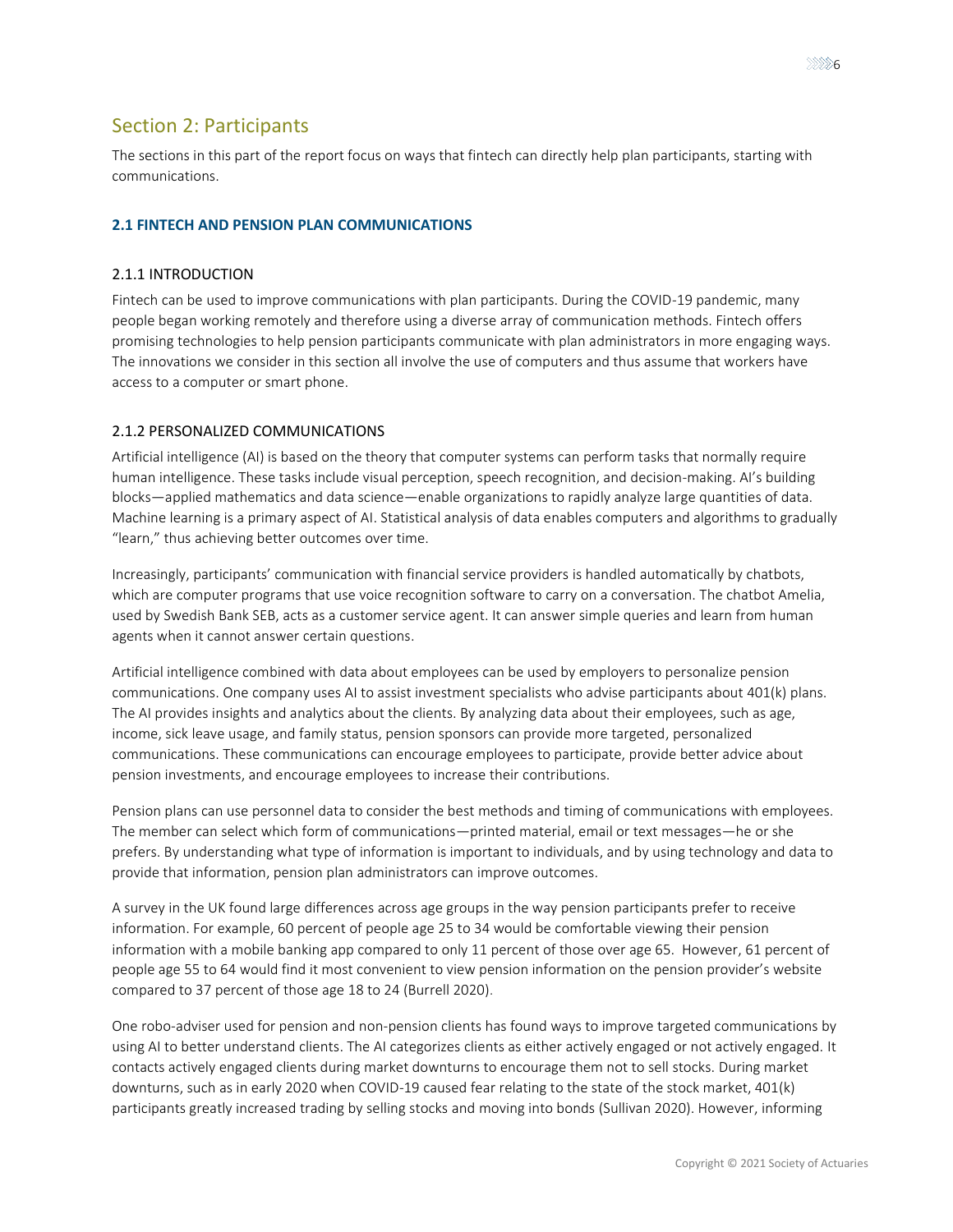## Section 2: Participants

The sections in this part of the report focus on ways that fintech can directly help plan participants, starting with communications.

### 2.1 FINTECH AND PENSION PLAN COMMUNICATIONS

#### 2.1.1 INTRODUCTION

Fintech can be used to improve communications with plan participants. During the COVID-19 pandemic, many people began working remotely and therefore using a diverse array of communication methods. Fintech offers promising technologies to help pension participants communicate with plan administrators in more engaging ways. The innovations we consider in this section all involve the use of computers and thus assume that workers have access to a computer or smart phone.

#### 2.1.2 PERSONALIZED COMMUNICATIONS

Artificial intelligence (AI) is based on the theory that computer systems can perform tasks that normally require human intelligence. These tasks include visual perception, speech recognition, and decision-making. AI's building blocks—applied mathematics and data science—enable organizations to rapidly analyze large quantities of data. Machine learning is a primary aspect of AI. Statistical analysis of data enables computers and algorithms to gradually "learn," thus achieving better outcomes over time.

Increasingly, participants' communication with financial service providers is handled automatically by chatbots, which are computer programs that use voice recognition software to carry on a conversation. The chatbot Amelia, used by Swedish Bank SEB, acts as a customer service agent. It can answer simple queries and learn from human agents when it cannot answer certain questions.

Artificial intelligence combined with data about employees can be used by employers to personalize pension communications. One company uses AI to assist investment specialists who advise participants about 401(k) plans. The AI provides insights and analytics about the clients. By analyzing data about their employees, such as age, income, sick leave usage, and family status, pension sponsors can provide more targeted, personalized communications. These communications can encourage employees to participate, provide better advice about pension investments, and encourage employees to increase their contributions.

Pension plans can use personnel data to consider the best methods and timing of communications with employees. The member can select which form of communications—printed material, email or text messages—he or she prefers. By understanding what type of information is important to individuals, and by using technology and data to provide that information, pension plan administrators can improve outcomes.

A survey in the UK found large differences across age groups in the way pension participants prefer to receive information. For example, 60 percent of people age 25 to 34 would be comfortable viewing their pension information with a mobile banking app compared to only 11 percent of those over age 65. However, 61 percent of people age 55 to 64 would find it most convenient to view pension information on the pension provider's website compared to 37 percent of those age 18 to 24 (Burrell 2020).

One robo-adviser used for pension and non-pension clients has found ways to improve targeted communications by using AI to better understand clients. The AI categorizes clients as either actively engaged or not actively engaged. It contacts actively engaged clients during market downturns to encourage them not to sell stocks. During market downturns, such as in early 2020 when COVID-19 caused fear relating to the state of the stock market, 401(k) participants greatly increased trading by selling stocks and moving into bonds (Sullivan 2020). However, informing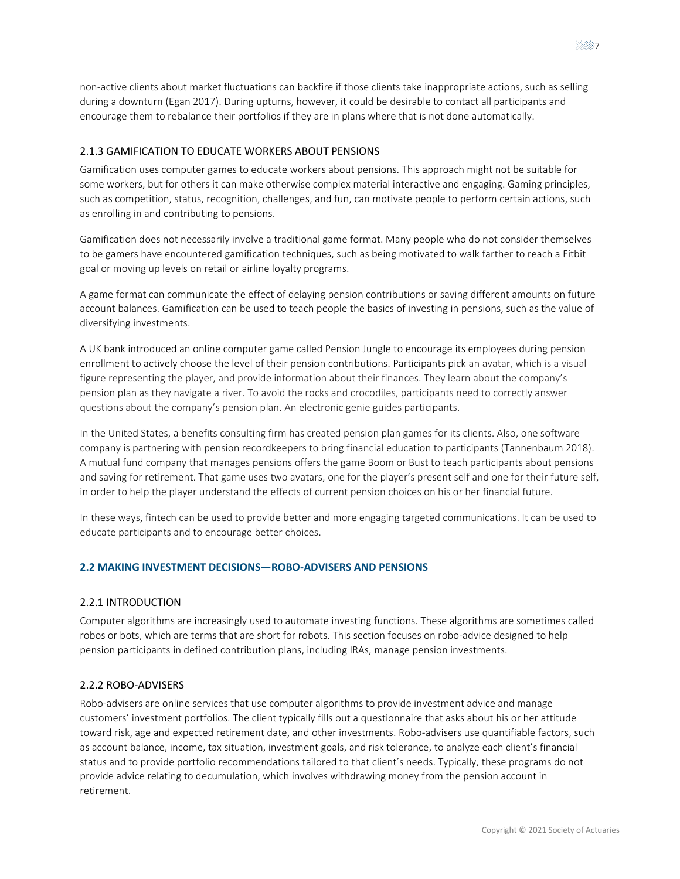non-active clients about market fluctuations can backfire if those clients take inappropriate actions, such as selling during a downturn (Egan 2017). During upturns, however, it could be desirable to contact all participants and encourage them to rebalance their portfolios if they are in plans where that is not done automatically.

### 2.1.3 GAMIFICATION TO EDUCATE WORKERS ABOUT PENSIONS

Gamification uses computer games to educate workers about pensions. This approach might not be suitable for some workers, but for others it can make otherwise complex material interactive and engaging. Gaming principles, such as competition, status, recognition, challenges, and fun, can motivate people to perform certain actions, such as enrolling in and contributing to pensions.

Gamification does not necessarily involve a traditional game format. Many people who do not consider themselves to be gamers have encountered gamification techniques, such as being motivated to walk farther to reach a Fitbit goal or moving up levels on retail or airline loyalty programs.

A game format can communicate the effect of delaying pension contributions or saving different amounts on future account balances. Gamification can be used to teach people the basics of investing in pensions, such as the value of diversifying investments.

A UK bank introduced an online computer game called Pension Jungle to encourage its employees during pension enrollment to actively choose the level of their pension contributions. Participants pick an avatar, which is a visual figure representing the player, and provide information about their finances. They learn about the company's pension plan as they navigate a river. To avoid the rocks and crocodiles, participants need to correctly answer questions about the company's pension plan. An electronic genie guides participants.

In the United States, a benefits consulting firm has created pension plan games for its clients. Also, one software company is partnering with pension recordkeepers to bring financial education to participants (Tannenbaum 2018). A mutual fund company that manages pensions offers the game Boom or Bust to teach participants about pensions and saving for retirement. That game uses two avatars, one for the player's present self and one for their future self, in order to help the player understand the effects of current pension choices on his or her financial future.

In these ways, fintech can be used to provide better and more engaging targeted communications. It can be used to educate participants and to encourage better choices.

## 2.2 MAKING INVESTMENT DECISIONS—ROBO-ADVISERS AND PENSIONS

### 2.2.1 INTRODUCTION

Computer algorithms are increasingly used to automate investing functions. These algorithms are sometimes called robos or bots, which are terms that are short for robots. This section focuses on robo-advice designed to help pension participants in defined contribution plans, including IRAs, manage pension investments.

### 2.2.2 ROBO-ADVISERS

Robo-advisers are online services that use computer algorithms to provide investment advice and manage customers' investment portfolios. The client typically fills out a questionnaire that asks about his or her attitude toward risk, age and expected retirement date, and other investments. Robo-advisers use quantifiable factors, such as account balance, income, tax situation, investment goals, and risk tolerance, to analyze each client's financial status and to provide portfolio recommendations tailored to that client's needs. Typically, these programs do not provide advice relating to decumulation, which involves withdrawing money from the pension account in retirement.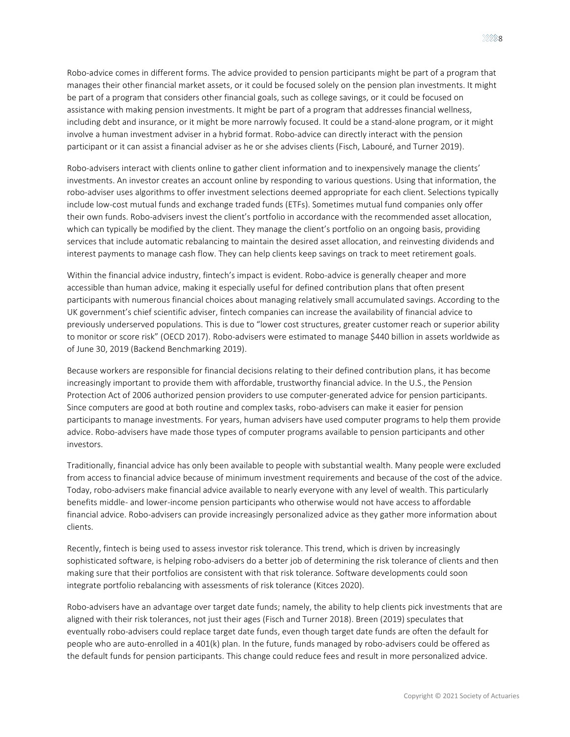Robo-advice comes in different forms. The advice provided to pension participants might be part of a program that manages their other financial market assets, or it could be focused solely on the pension plan investments. It might be part of a program that considers other financial goals, such as college savings, or it could be focused on assistance with making pension investments. It might be part of a program that addresses financial wellness, including debt and insurance, or it might be more narrowly focused. It could be a stand-alone program, or it might involve a human investment adviser in a hybrid format. Robo-advice can directly interact with the pension participant or it can assist a financial adviser as he or she advises clients (Fisch, Labouré, and Turner 2019).

Robo-advisers interact with clients online to gather client information and to inexpensively manage the clients' investments. An investor creates an account online by responding to various questions. Using that information, the robo-adviser uses algorithms to offer investment selections deemed appropriate for each client. Selections typically include low-cost mutual funds and exchange traded funds (ETFs). Sometimes mutual fund companies only offer their own funds. Robo-advisers invest the client's portfolio in accordance with the recommended asset allocation, which can typically be modified by the client. They manage the client's portfolio on an ongoing basis, providing services that include automatic rebalancing to maintain the desired asset allocation, and reinvesting dividends and interest payments to manage cash flow. They can help clients keep savings on track to meet retirement goals.

Within the financial advice industry, fintech's impact is evident. Robo-advice is generally cheaper and more accessible than human advice, making it especially useful for defined contribution plans that often present participants with numerous financial choices about managing relatively small accumulated savings. According to the UK government's chief scientific adviser, fintech companies can increase the availability of financial advice to previously underserved populations. This is due to "lower cost structures, greater customer reach or superior ability to monitor or score risk" (OECD 2017). Robo-advisers were estimated to manage $440 billion in assets worldwide as of June 30, 2019 (Backend Benchmarking 2019).

Because workers are responsible for financial decisions relating to their defined contribution plans, it has become increasingly important to provide them with affordable, trustworthy financial advice. In the U.S., the Pension Protection Act of 2006 authorized pension providers to use computer-generated advice for pension participants. Since computers are good at both routine and complex tasks, robo-advisers can make it easier for pension participants to manage investments. For years, human advisers have used computer programs to help them provide advice. Robo-advisers have made those types of computer programs available to pension participants and other investors.

Traditionally, financial advice has only been available to people with substantial wealth. Many people were excluded from access to financial advice because of minimum investment requirements and because of the cost of the advice. Today, robo-advisers make financial advice available to nearly everyone with any level of wealth. This particularly benefits middle- and lower-income pension participants who otherwise would not have access to affordable financial advice. Robo-advisers can provide increasingly personalized advice as they gather more information about clients.

Recently, fintech is being used to assess investor risk tolerance. This trend, which is driven by increasingly sophisticated software, is helping robo-advisers do a better job of determining the risk tolerance of clients and then making sure that their portfolios are consistent with that risk tolerance. Software developments could soon integrate portfolio rebalancing with assessments of risk tolerance (Kitces 2020).

Robo-advisers have an advantage over target date funds; namely, the ability to help clients pick investments that are aligned with their risk tolerances, not just their ages (Fisch and Turner 2018). Breen (2019) speculates that eventually robo-advisers could replace target date funds, even though target date funds are often the default for people who are auto-enrolled in a 401(k) plan. In the future, funds managed by robo-advisers could be offered as the default funds for pension participants. This change could reduce fees and result in more personalized advice.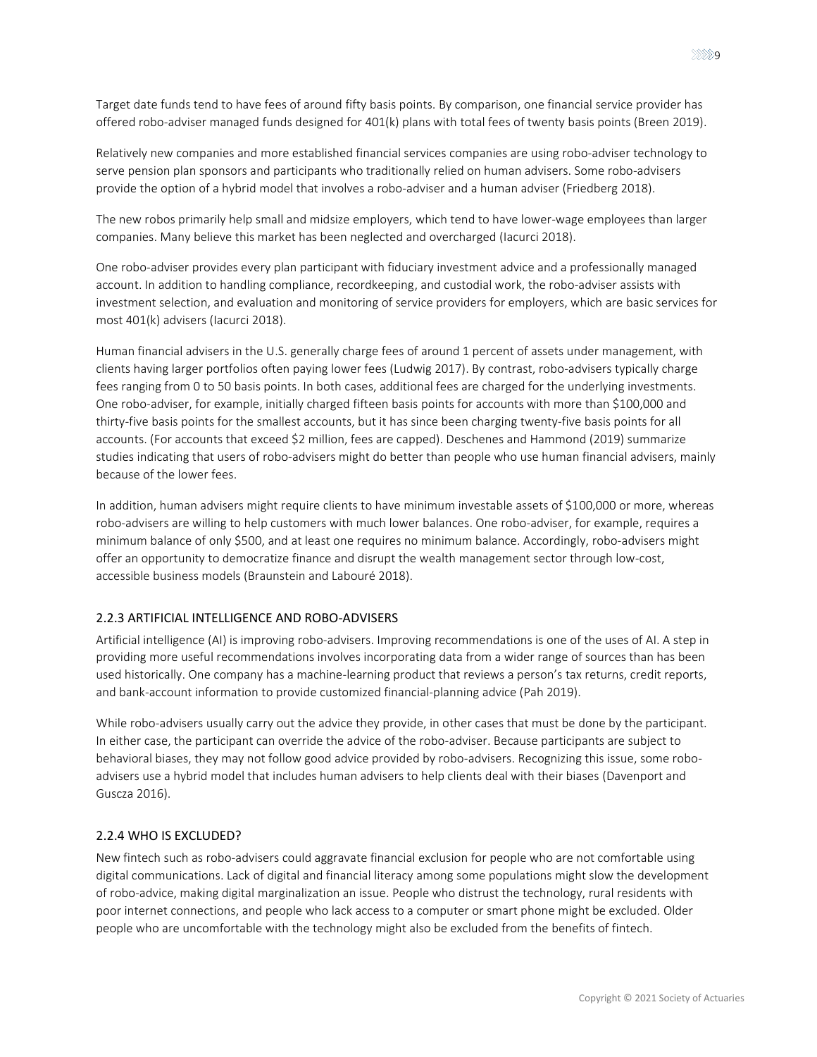Target date funds tend to have fees of around fifty basis points. By comparison, one financial service provider has offered robo-adviser managed funds designed for 401(k) plans with total fees of twenty basis points (Breen 2019).

Relatively new companies and more established financial services companies are using robo-adviser technology to serve pension plan sponsors and participants who traditionally relied on human advisers. Some robo-advisers provide the option of a hybrid model that involves a robo-adviser and a human adviser (Friedberg 2018).

The new robos primarily help small and midsize employers, which tend to have lower-wage employees than larger companies. Many believe this market has been neglected and overcharged (Iacurci 2018).

One robo-adviser provides every plan participant with fiduciary investment advice and a professionally managed account. In addition to handling compliance, recordkeeping, and custodial work, the robo-adviser assists with investment selection, and evaluation and monitoring of service providers for employers, which are basic services for most 401(k) advisers (Iacurci 2018).

Human financial advisers in the U.S. generally charge fees of around 1 percent of assets under management, with clients having larger portfolios often paying lower fees (Ludwig 2017). By contrast, robo-advisers typically charge fees ranging from 0 to 50 basis points. In both cases, additional fees are charged for the underlying investments. One robo-adviser, for example, initially charged fifteen basis points for accounts with more than $100,000 and thirty-five basis points for the smallest accounts, but it has since been charging twenty-five basis points for all accounts. (For accounts that exceed $2 million, fees are capped). Deschenes and Hammond (2019) summarize studies indicating that users of robo-advisers might do better than people who use human financial advisers, mainly because of the lower fees.

In addition, human advisers might require clients to have minimum investable assets of $100,000 or more, whereas robo-advisers are willing to help customers with much lower balances. One robo-adviser, for example, requires a minimum balance of only $500, and at least one requires no minimum balance. Accordingly, robo-advisers might offer an opportunity to democratize finance and disrupt the wealth management sector through low-cost, accessible business models (Braunstein and Labouré 2018).

### 2.2.3 ARTIFICIAL INTELLIGENCE AND ROBO-ADVISERS

Artificial intelligence (AI) is improving robo-advisers. Improving recommendations is one of the uses of AI. A step in providing more useful recommendations involves incorporating data from a wider range of sources than has been used historically. One company has a machine-learning product that reviews a person's tax returns, credit reports, and bank-account information to provide customized financial-planning advice (Pah 2019).

While robo-advisers usually carry out the advice they provide, in other cases that must be done by the participant. In either case, the participant can override the advice of the robo-adviser. Because participants are subject to behavioral biases, they may not follow good advice provided by robo-advisers. Recognizing this issue, some robo-advisers use a hybrid model that includes human advisers to help clients deal with their biases (Davenport and Guszcza 2016).

### 2.2.4 WHO IS EXCLUDED?

New fintech such as robo-advisers could aggravate financial exclusion for people who are not comfortable using digital communications. Lack of digital and financial literacy among some populations might slow the development of robo-advice, making digital marginalization an issue. People who distrust the technology, rural residents with poor internet connections, and people who lack access to a computer or smart phone might be excluded. Older people who are uncomfortable with the technology might also be excluded from the benefits of fintech.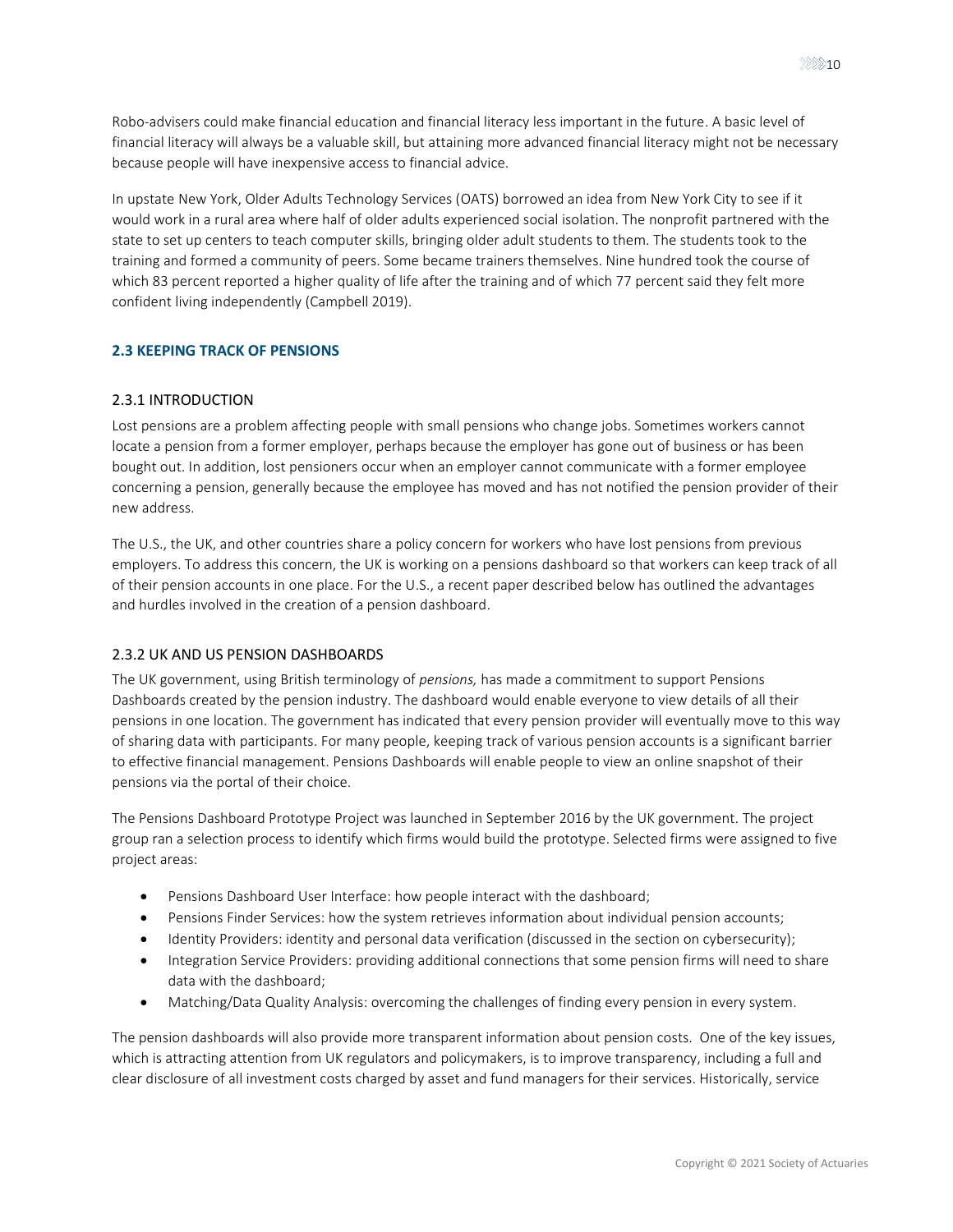Robo-advisers could make financial education and financial literacy less important in the future. A basic level of financial literacy will always be a valuable skill, but attaining more advanced financial literacy might not be necessary because people will have inexpensive access to financial advice.

In upstate New York, Older Adults Technology Services (OATS) borrowed an idea from New York City to see if it would work in a rural area where half of older adults experienced social isolation. The nonprofit partnered with the state to set up centers to teach computer skills, bringing older adult students to them. The students took to the training and formed a community of peers. Some became trainers themselves. Nine hundred took the course of which 83 percent reported a higher quality of life after the training and of which 77 percent said they felt more confident living independently (Campbell 2019).

## 2.3 KEEPING TRACK OF PENSIONS

### 2.3.1 INTRODUCTION

Lost pensions are a problem affecting people with small pensions who change jobs. Sometimes workers cannot locate a pension from a former employer, perhaps because the employer has gone out of business or has been bought out. In addition, lost pensioners occur when an employer cannot communicate with a former employee concerning a pension, generally because the employee has moved and has not notified the pension provider of their new address.

The U.S., the UK, and other countries share a policy concern for workers who have lost pensions from previous employers. To address this concern, the UK is working on a pensions dashboard so that workers can keep track of all of their pension accounts in one place. For the U.S., a recent paper described below has outlined the advantages and hurdles involved in the creation of a pension dashboard.

### 2.3.2 UK AND US PENSION DASHBOARDS

The UK government, using British terminology of *pensions,* has made a commitment to support Pensions Dashboards created by the pension industry. The dashboard would enable everyone to view details of all their pensions in one location. The government has indicated that every pension provider will eventually move to this way of sharing data with participants. For many people, keeping track of various pension accounts is a significant barrier to effective financial management. Pensions Dashboards will enable people to view an online snapshot of their pensions via the portal of their choice.

The Pensions Dashboard Prototype Project was launched in September 2016 by the UK government. The project group ran a selection process to identify which firms would build the prototype. Selected firms were assigned to five project areas:

- Pensions Dashboard User Interface: how people interact with the dashboard;
- Pensions Finder Services: how the system retrieves information about individual pension accounts;
- Identity Providers: identity and personal data verification (discussed in the section on cybersecurity);
- Integration Service Providers: providing additional connections that some pension firms will need to share data with the dashboard;
- Matching/Data Quality Analysis: overcoming the challenges of finding every pension in every system.

The pension dashboards will also provide more transparent information about pension costs. One of the key issues, which is attracting attention from UK regulators and policymakers, is to improve transparency, including a full and clear disclosure of all investment costs charged by asset and fund managers for their services. Historically, service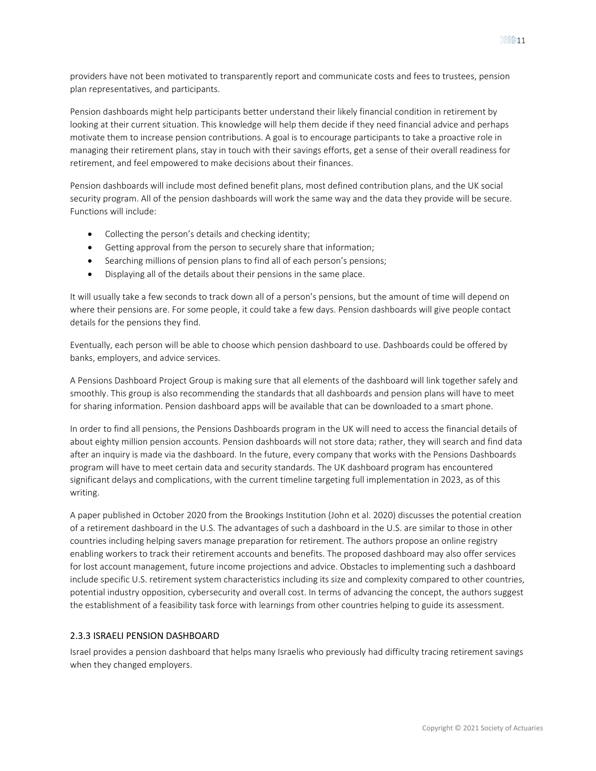providers have not been motivated to transparently report and communicate costs and fees to trustees, pension plan representatives, and participants.

Pension dashboards might help participants better understand their likely financial condition in retirement by looking at their current situation. This knowledge will help them decide if they need financial advice and perhaps motivate them to increase pension contributions. A goal is to encourage participants to take a proactive role in managing their retirement plans, stay in touch with their savings efforts, get a sense of their overall readiness for retirement, and feel empowered to make decisions about their finances.

Pension dashboards will include most defined benefit plans, most defined contribution plans, and the UK social security program. All of the pension dashboards will work the same way and the data they provide will be secure. Functions will include:

- Collecting the person's details and checking identity;
- Getting approval from the person to securely share that information;
- Searching millions of pension plans to find all of each person's pensions;
- Displaying all of the details about their pensions in the same place.

It will usually take a few seconds to track down all of a person's pensions, but the amount of time will depend on where their pensions are. For some people, it could take a few days. Pension dashboards will give people contact details for the pensions they find.

Eventually, each person will be able to choose which pension dashboard to use. Dashboards could be offered by banks, employers, and advice services.

A Pensions Dashboard Project Group is making sure that all elements of the dashboard will link together safely and smoothly. This group is also recommending the standards that all dashboards and pension plans will have to meet for sharing information. Pension dashboard apps will be available that can be downloaded to a smart phone.

In order to find all pensions, the Pensions Dashboards program in the UK will need to access the financial details of about eighty million pension accounts. Pension dashboards will not store data; rather, they will search and find data after an inquiry is made via the dashboard. In the future, every company that works with the Pensions Dashboards program will have to meet certain data and security standards. The UK dashboard program has encountered significant delays and complications, with the current timeline targeting full implementation in 2023, as of this writing.

A paper published in October 2020 from the Brookings Institution (John et al. 2020) discusses the potential creation of a retirement dashboard in the U.S. The advantages of such a dashboard in the U.S. are similar to those in other countries including helping savers manage preparation for retirement. The authors propose an online registry enabling workers to track their retirement accounts and benefits. The proposed dashboard may also offer services for lost account management, future income projections and advice. Obstacles to implementing such a dashboard include specific U.S. retirement system characteristics including its size and complexity compared to other countries, potential industry opposition, cybersecurity and overall cost. In terms of advancing the concept, the authors suggest the establishment of a feasibility task force with learnings from other countries helping to guide its assessment.

### 2.3.3 ISRAELI PENSION DASHBOARD

Israel provides a pension dashboard that helps many Israelis who previously had difficulty tracing retirement savings when they changed employers.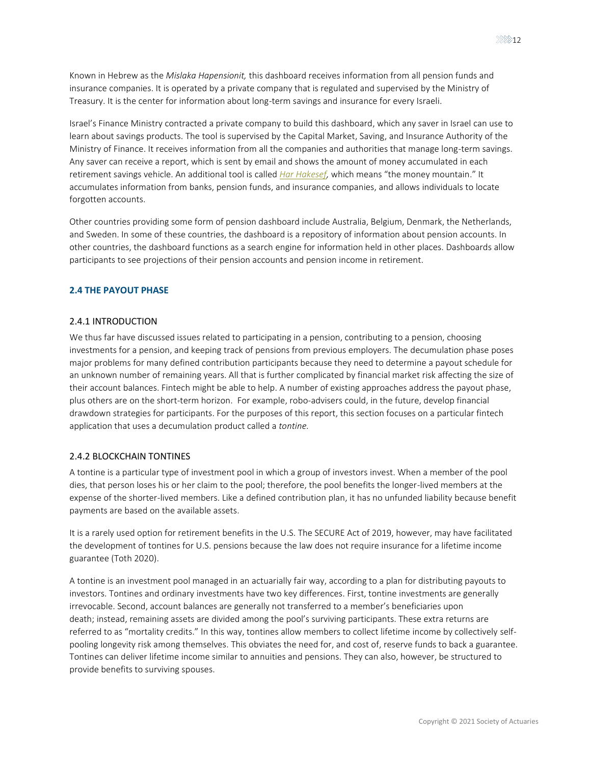Known in Hebrew as the *Mislaka Hapensionit,* this dashboard receives information from all pension funds and insurance companies. It is operated by a private company that is regulated and supervised by the Ministry of Treasury. It is the center for information about long-term savings and insurance for every Israeli.

Israel's Finance Ministry contracted a private company to build this dashboard, which any saver in Israel can use to learn about savings products. The tool is supervised by the Capital Market, Saving, and Insurance Authority of the Ministry of Finance. It receives information from all the companies and authorities that manage long-term savings. Any saver can receive a report, which is sent by email and shows the amount of money accumulated in each retirement savings vehicle. An additional tool is called *Har Hakesef,* which means "the money mountain." It accumulates information from banks, pension funds, and insurance companies, and allows individuals to locate forgotten accounts.

Other countries providing some form of pension dashboard include Australia, Belgium, Denmark, the Netherlands, and Sweden. In some of these countries, the dashboard is a repository of information about pension accounts. In other countries, the dashboard functions as a search engine for information held in other places. Dashboards allow participants to see projections of their pension accounts and pension income in retirement.

## 2.4 THE PAYOUT PHASE

### 2.4.1 INTRODUCTION

We thus far have discussed issues related to participating in a pension, contributing to a pension, choosing investments for a pension, and keeping track of pensions from previous employers. The decumulation phase poses major problems for many defined contribution participants because they need to determine a payout schedule for an unknown number of remaining years. All that is further complicated by financial market risk affecting the size of their account balances. Fintech might be able to help. A number of existing approaches address the payout phase, plus others are on the short-term horizon. For example, robo-advisers could, in the future, develop financial drawdown strategies for participants. For the purposes of this report, this section focuses on a particular fintech application that uses a decumulation product called a *tontine.*

### 2.4.2 BLOCKCHAIN TONTINES

A tontine is a particular type of investment pool in which a group of investors invest. When a member of the pool dies, that person loses his or her claim to the pool; therefore, the pool benefits the longer-lived members at the expense of the shorter-lived members. Like a defined contribution plan, it has no unfunded liability because benefit payments are based on the available assets.

It is a rarely used option for retirement benefits in the U.S. The SECURE Act of 2019, however, may have facilitated the development of tontines for U.S. pensions because the law does not require insurance for a lifetime income guarantee (Toth 2020).

A tontine is an investment pool managed in an actuarially fair way, according to a plan for distributing payouts to investors. Tontines and ordinary investments have two key differences. First, tontine investments are generally irrevocable. Second, account balances are generally not transferred to a member's beneficiaries upon death; instead, remaining assets are divided among the pool's surviving participants. These extra returns are referred to as "mortality credits." In this way, tontines allow members to collect lifetime income by collectively self-pooling longevity risk among themselves. This obviates the need for, and cost of, reserve funds to back a guarantee. Tontines can deliver lifetime income similar to annuities and pensions. They can also, however, be structured to provide benefits to surviving spouses.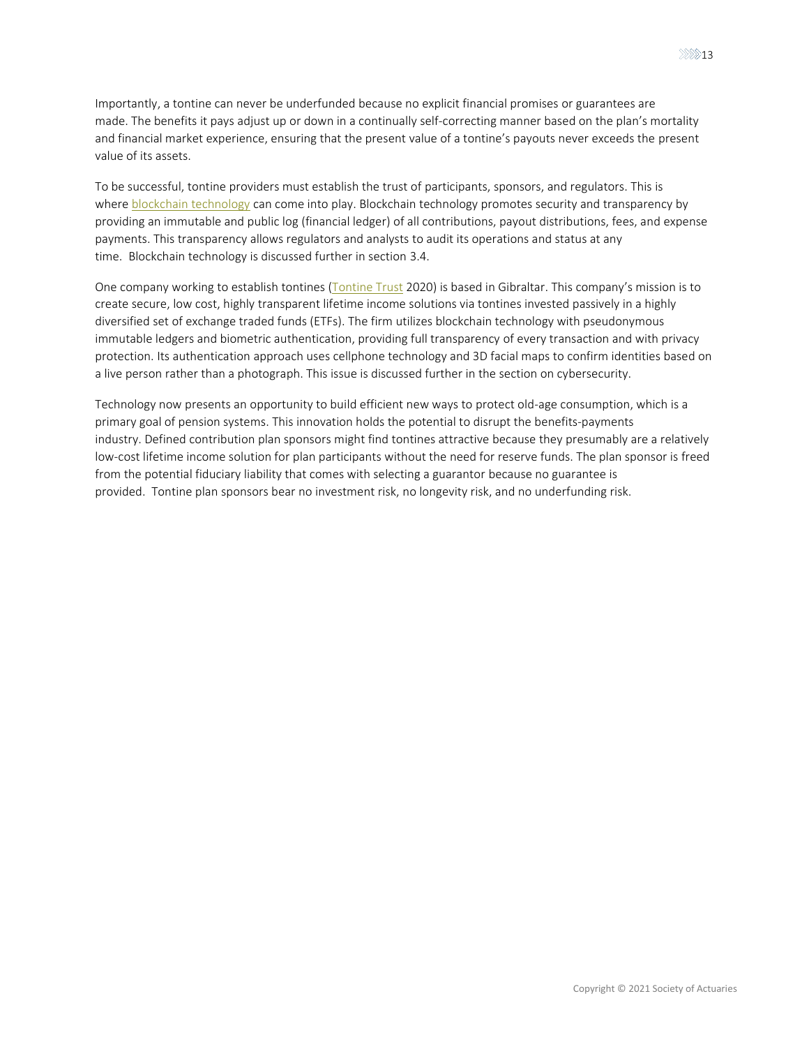Importantly, a tontine can never be underfunded because no explicit financial promises or guarantees are made. The benefits it pays adjust up or down in a continually self-correcting manner based on the plan's mortality and financial market experience, ensuring that the present value of a tontine's payouts never exceeds the present value of its assets.

To be successful, tontine providers must establish the trust of participants, sponsors, and regulators. This is where blockchain technology can come into play. Blockchain technology promotes security and transparency by providing an immutable and public log (financial ledger) of all contributions, payout distributions, fees, and expense payments. This transparency allows regulators and analysts to audit its operations and status at any time. Blockchain technology is discussed further in section 3.4.

One company working to establish tontines (Tontine Trust 2020) is based in Gibraltar. This company's mission is to create secure, low cost, highly transparent lifetime income solutions via tontines invested passively in a highly diversified set of exchange traded funds (ETFs). The firm utilizes blockchain technology with pseudonymous immutable ledgers and biometric authentication, providing full transparency of every transaction and with privacy protection. Its authentication approach uses cellphone technology and 3D facial maps to confirm identities based on a live person rather than a photograph. This issue is discussed further in the section on cybersecurity.

Technology now presents an opportunity to build efficient new ways to protect old-age consumption, which is a primary goal of pension systems. This innovation holds the potential to disrupt the benefits-payments industry. Defined contribution plan sponsors might find tontines attractive because they presumably are a relatively low-cost lifetime income solution for plan participants without the need for reserve funds. The plan sponsor is freed from the potential fiduciary liability that comes with selecting a guarantor because no guarantee is provided. Tontine plan sponsors bear no investment risk, no longevity risk, and no underfunding risk.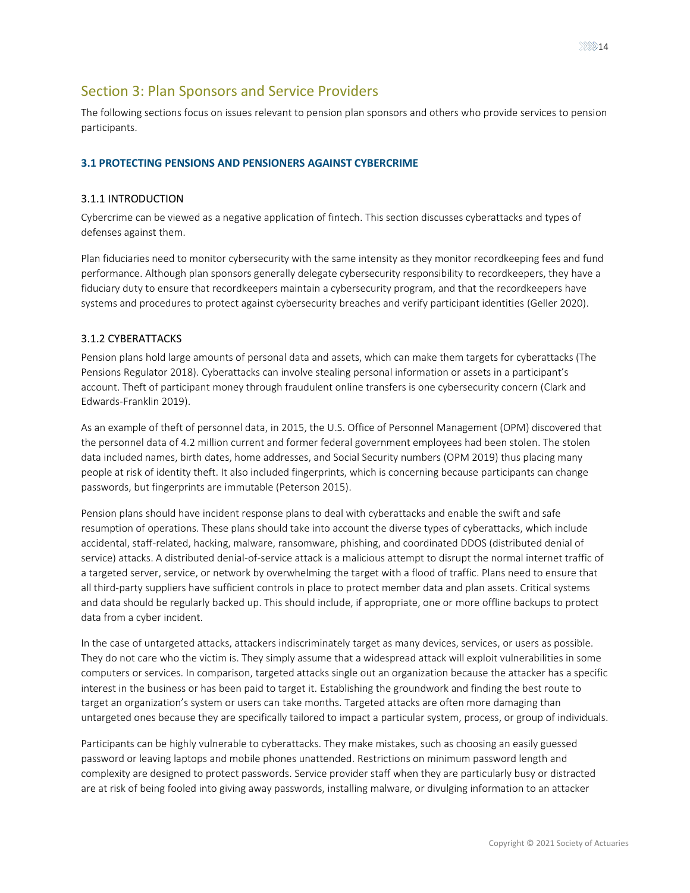## Section 3: Plan Sponsors and Service Providers

The following sections focus on issues relevant to pension plan sponsors and others who provide services to pension participants.

### 3.1 PROTECTING PENSIONS AND PENSIONERS AGAINST CYBERCRIME

#### 3.1.1 INTRODUCTION

Cybercrime can be viewed as a negative application of fintech. This section discusses cyberattacks and types of defenses against them.

Plan fiduciaries need to monitor cybersecurity with the same intensity as they monitor recordkeeping fees and fund performance. Although plan sponsors generally delegate cybersecurity responsibility to recordkeepers, they have a fiduciary duty to ensure that recordkeepers maintain a cybersecurity program, and that the recordkeepers have systems and procedures to protect against cybersecurity breaches and verify participant identities (Geller 2020).

#### 3.1.2 CYBERATTACKS

Pension plans hold large amounts of personal data and assets, which can make them targets for cyberattacks (The Pensions Regulator 2018). Cyberattacks can involve stealing personal information or assets in a participant's account. Theft of participant money through fraudulent online transfers is one cybersecurity concern (Clark and Edwards-Franklin 2019).

As an example of theft of personnel data, in 2015, the U.S. Office of Personnel Management (OPM) discovered that the personnel data of 4.2 million current and former federal government employees had been stolen. The stolen data included names, birth dates, home addresses, and Social Security numbers (OPM 2019) thus placing many people at risk of identity theft. It also included fingerprints, which is concerning because participants can change passwords, but fingerprints are immutable (Peterson 2015).

Pension plans should have incident response plans to deal with cyberattacks and enable the swift and safe resumption of operations. These plans should take into account the diverse types of cyberattacks, which include accidental, staff-related, hacking, malware, ransomware, phishing, and coordinated DDOS (distributed denial of service) attacks. A distributed denial-of-service attack is a malicious attempt to disrupt the normal internet traffic of a targeted server, service, or network by overwhelming the target with a flood of traffic. Plans need to ensure that all third-party suppliers have sufficient controls in place to protect member data and plan assets. Critical systems and data should be regularly backed up. This should include, if appropriate, one or more offline backups to protect data from a cyber incident.

In the case of untargeted attacks, attackers indiscriminately target as many devices, services, or users as possible. They do not care who the victim is. They simply assume that a widespread attack will exploit vulnerabilities in some computers or services. In comparison, targeted attacks single out an organization because the attacker has a specific interest in the business or has been paid to target it. Establishing the groundwork and finding the best route to target an organization's system or users can take months. Targeted attacks are often more damaging than untargeted ones because they are specifically tailored to impact a particular system, process, or group of individuals.

Participants can be highly vulnerable to cyberattacks. They make mistakes, such as choosing an easily guessed password or leaving laptops and mobile phones unattended. Restrictions on minimum password length and complexity are designed to protect passwords. Service provider staff when they are particularly busy or distracted are at risk of being fooled into giving away passwords, installing malware, or divulging information to an attacker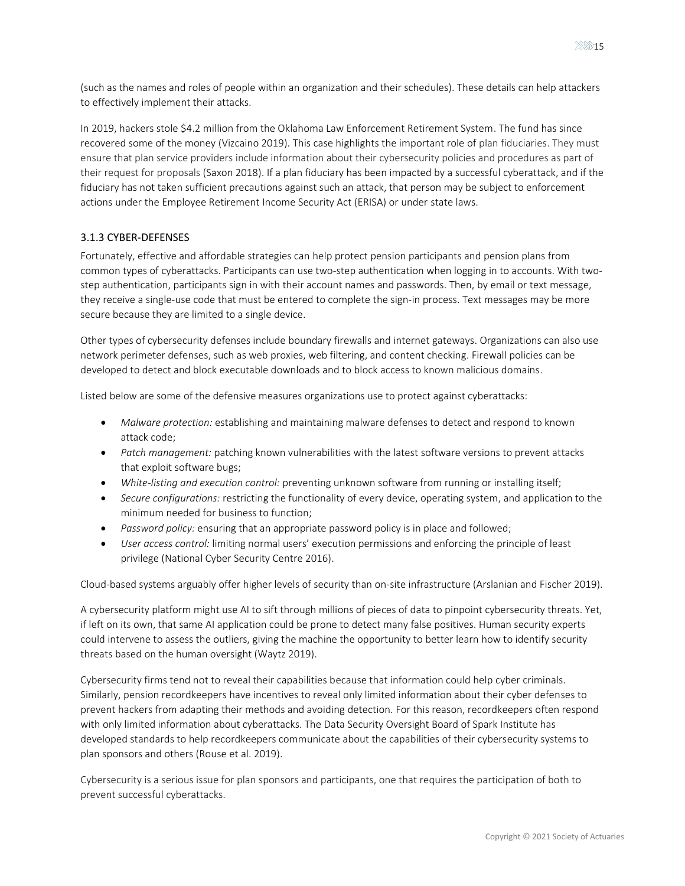(such as the names and roles of people within an organization and their schedules). These details can help attackers to effectively implement their attacks.

In 2019, hackers stole $4.2 million from the Oklahoma Law Enforcement Retirement System. The fund has since recovered some of the money (Vizcaino 2019). This case highlights the important role of plan fiduciaries. They must ensure that plan service providers include information about their cybersecurity policies and procedures as part of their request for proposals (Saxon 2018). If a plan fiduciary has been impacted by a successful cyberattack, and if the fiduciary has not taken sufficient precautions against such an attack, that person may be subject to enforcement actions under the Employee Retirement Income Security Act (ERISA) or under state laws.

### 3.1.3 CYBER-DEFENSES

Fortunately, effective and affordable strategies can help protect pension participants and pension plans from common types of cyberattacks. Participants can use two-step authentication when logging in to accounts. With two-step authentication, participants sign in with their account names and passwords. Then, by email or text message, they receive a single-use code that must be entered to complete the sign-in process. Text messages may be more secure because they are limited to a single device.

Other types of cybersecurity defenses include boundary firewalls and internet gateways. Organizations can also use network perimeter defenses, such as web proxies, web filtering, and content checking. Firewall policies can be developed to detect and block executable downloads and to block access to known malicious domains.

Listed below are some of the defensive measures organizations use to protect against cyberattacks:

- *Malware protection:* establishing and maintaining malware defenses to detect and respond to known attack code;
- *Patch management:* patching known vulnerabilities with the latest software versions to prevent attacks that exploit software bugs;
- *White-listing and execution control:* preventing unknown software from running or installing itself;
- *Secure configurations:* restricting the functionality of every device, operating system, and application to the minimum needed for business to function;
- *Password policy:* ensuring that an appropriate password policy is in place and followed;
- *User access control:* limiting normal users' execution permissions and enforcing the principle of least privilege (National Cyber Security Centre 2016).

Cloud-based systems arguably offer higher levels of security than on-site infrastructure (Arslanian and Fischer 2019).

A cybersecurity platform might use AI to sift through millions of pieces of data to pinpoint cybersecurity threats. Yet, if left on its own, that same AI application could be prone to detect many false positives. Human security experts could intervene to assess the outliers, giving the machine the opportunity to better learn how to identify security threats based on the human oversight (Waytz 2019).

Cybersecurity firms tend not to reveal their capabilities because that information could help cyber criminals. Similarly, pension recordkeepers have incentives to reveal only limited information about their cyber defenses to prevent hackers from adapting their methods and avoiding detection. For this reason, recordkeepers often respond with only limited information about cyberattacks. The Data Security Oversight Board of Spark Institute has developed standards to help recordkeepers communicate about the capabilities of their cybersecurity systems to plan sponsors and others (Rouse et al. 2019).

Cybersecurity is a serious issue for plan sponsors and participants, one that requires the participation of both to prevent successful cyberattacks.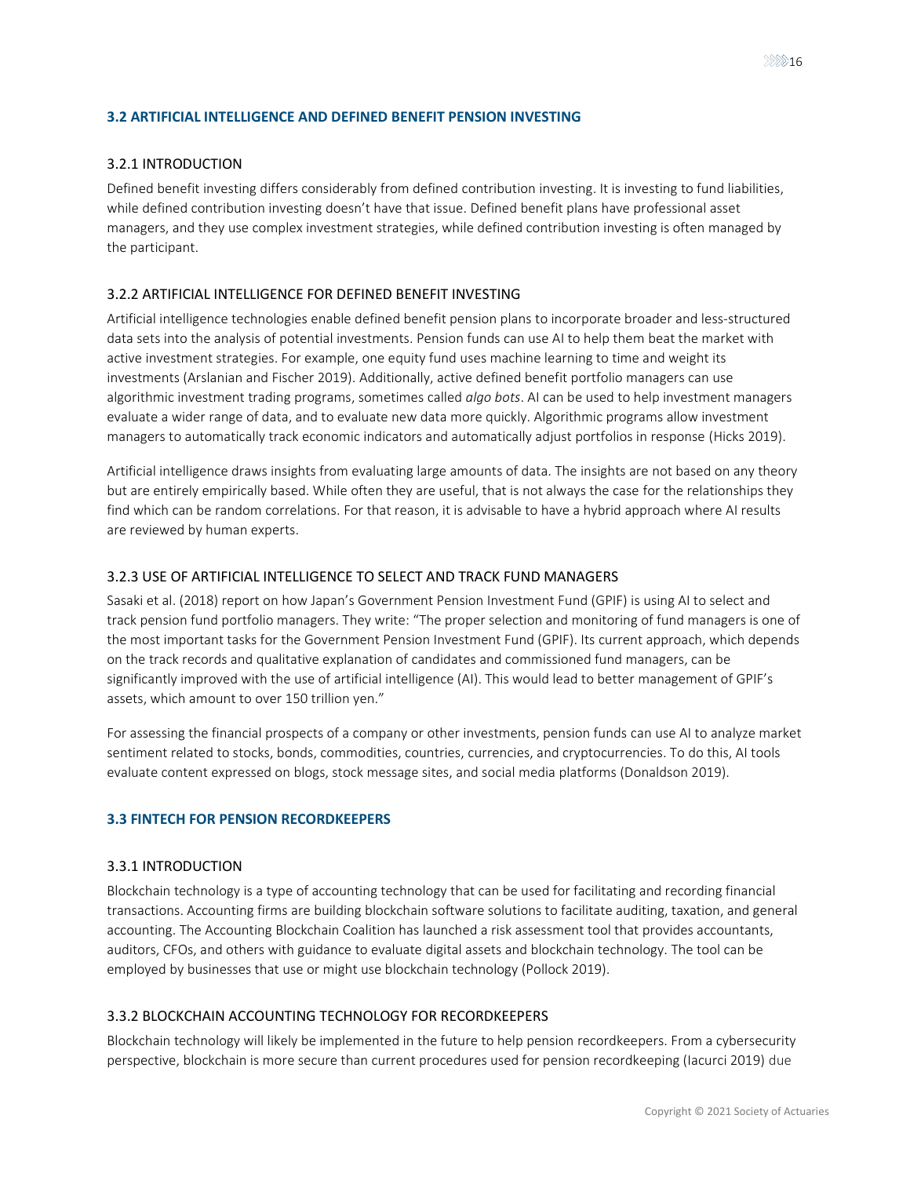## 3.2 ARTIFICIAL INTELLIGENCE AND DEFINED BENEFIT PENSION INVESTING

### 3.2.1 INTRODUCTION

Defined benefit investing differs considerably from defined contribution investing. It is investing to fund liabilities, while defined contribution investing doesn't have that issue. Defined benefit plans have professional asset managers, and they use complex investment strategies, while defined contribution investing is often managed by the participant.

### 3.2.2 ARTIFICIAL INTELLIGENCE FOR DEFINED BENEFIT INVESTING

Artificial intelligence technologies enable defined benefit pension plans to incorporate broader and less-structured data sets into the analysis of potential investments. Pension funds can use AI to help them beat the market with active investment strategies. For example, one equity fund uses machine learning to time and weight its investments (Arslanian and Fischer 2019). Additionally, active defined benefit portfolio managers can use algorithmic investment trading programs, sometimes called *algo bots*. AI can be used to help investment managers evaluate a wider range of data, and to evaluate new data more quickly. Algorithmic programs allow investment managers to automatically track economic indicators and automatically adjust portfolios in response (Hicks 2019).

Artificial intelligence draws insights from evaluating large amounts of data. The insights are not based on any theory but are entirely empirically based. While often they are useful, that is not always the case for the relationships they find which can be random correlations. For that reason, it is advisable to have a hybrid approach where AI results are reviewed by human experts.

### 3.2.3 USE OF ARTIFICIAL INTELLIGENCE TO SELECT AND TRACK FUND MANAGERS

Sasaki et al. (2018) report on how Japan's Government Pension Investment Fund (GPIF) is using AI to select and track pension fund portfolio managers. They write: "The proper selection and monitoring of fund managers is one of the most important tasks for the Government Pension Investment Fund (GPIF). Its current approach, which depends on the track records and qualitative explanation of candidates and commissioned fund managers, can be significantly improved with the use of artificial intelligence (AI). This would lead to better management of GPIF's assets, which amount to over 150 trillion yen."

For assessing the financial prospects of a company or other investments, pension funds can use AI to analyze market sentiment related to stocks, bonds, commodities, countries, currencies, and cryptocurrencies. To do this, AI tools evaluate content expressed on blogs, stock message sites, and social media platforms (Donaldson 2019).

## 3.3 FINTECH FOR PENSION RECORDKEEPERS

### 3.3.1 INTRODUCTION

Blockchain technology is a type of accounting technology that can be used for facilitating and recording financial transactions. Accounting firms are building blockchain software solutions to facilitate auditing, taxation, and general accounting. The Accounting Blockchain Coalition has launched a risk assessment tool that provides accountants, auditors, CFOs, and others with guidance to evaluate digital assets and blockchain technology. The tool can be employed by businesses that use or might use blockchain technology (Pollock 2019).

### 3.3.2 BLOCKCHAIN ACCOUNTING TECHNOLOGY FOR RECORDKEEPERS

Blockchain technology will likely be implemented in the future to help pension recordkeepers. From a cybersecurity perspective, blockchain is more secure than current procedures used for pension recordkeeping (Iacurci 2019) due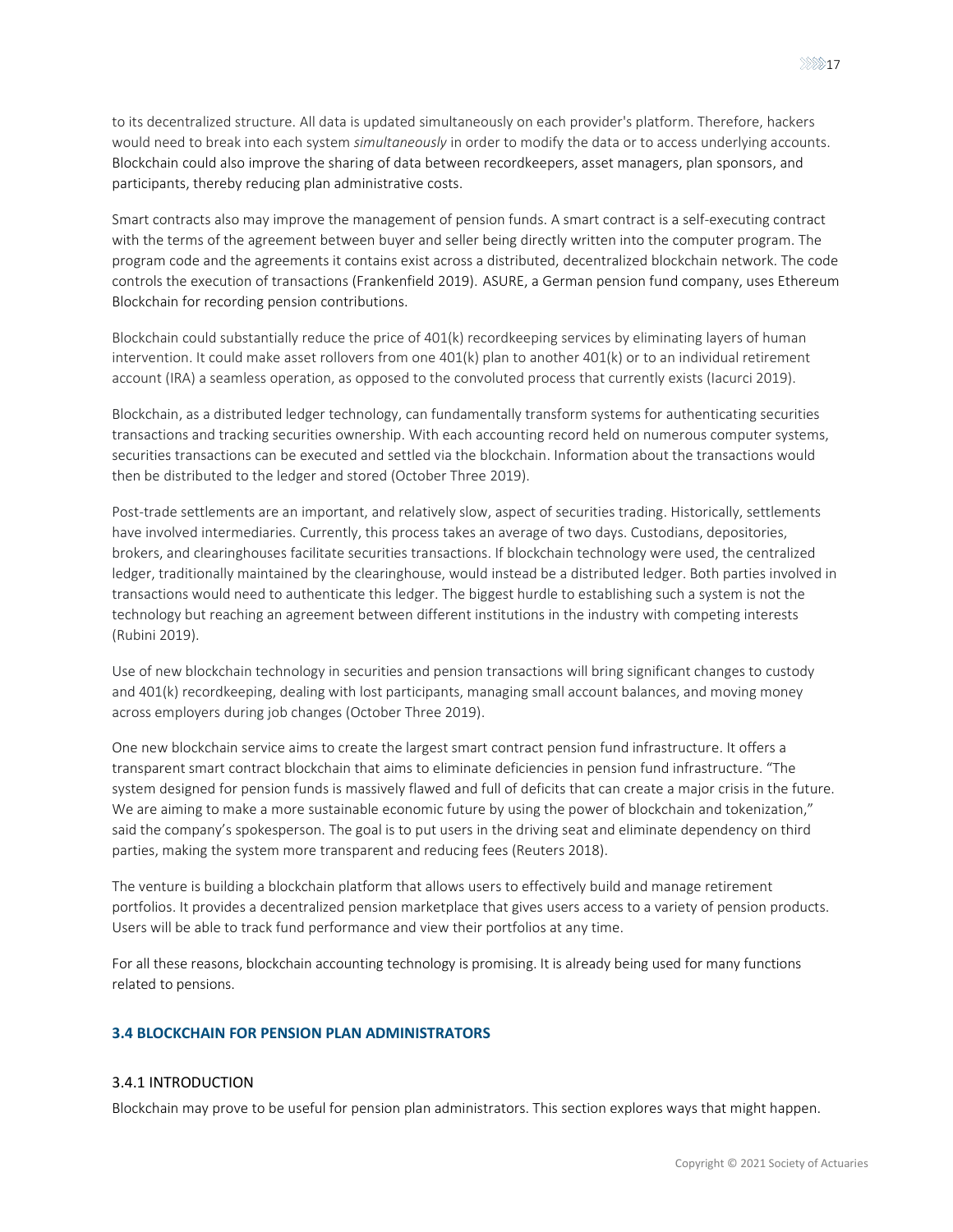to its decentralized structure. All data is updated simultaneously on each provider's platform. Therefore, hackers would need to break into each system *simultaneously* in order to modify the data or to access underlying accounts. Blockchain could also improve the sharing of data between recordkeepers, asset managers, plan sponsors, and participants, thereby reducing plan administrative costs.

Smart contracts also may improve the management of pension funds. A smart contract is a self-executing contract with the terms of the agreement between buyer and seller being directly written into the computer program. The program code and the agreements it contains exist across a distributed, decentralized blockchain network. The code controls the execution of transactions (Frankenfield 2019). ASURE, a German pension fund company, uses Ethereum Blockchain for recording pension contributions.

Blockchain could substantially reduce the price of 401(k) recordkeeping services by eliminating layers of human intervention. It could make asset rollovers from one 401(k) plan to another 401(k) or to an individual retirement account (IRA) a seamless operation, as opposed to the convoluted process that currently exists (Iacurci 2019).

Blockchain, as a distributed ledger technology, can fundamentally transform systems for authenticating securities transactions and tracking securities ownership. With each accounting record held on numerous computer systems, securities transactions can be executed and settled via the blockchain. Information about the transactions would then be distributed to the ledger and stored (October Three 2019).

Post-trade settlements are an important, and relatively slow, aspect of securities trading. Historically, settlements have involved intermediaries. Currently, this process takes an average of two days. Custodians, depositories, brokers, and clearinghouses facilitate securities transactions. If blockchain technology were used, the centralized ledger, traditionally maintained by the clearinghouse, would instead be a distributed ledger. Both parties involved in transactions would need to authenticate this ledger. The biggest hurdle to establishing such a system is not the technology but reaching an agreement between different institutions in the industry with competing interests (Rubini 2019).

Use of new blockchain technology in securities and pension transactions will bring significant changes to custody and 401(k) recordkeeping, dealing with lost participants, managing small account balances, and moving money across employers during job changes (October Three 2019).

One new blockchain service aims to create the largest smart contract pension fund infrastructure. It offers a transparent smart contract blockchain that aims to eliminate deficiencies in pension fund infrastructure. "The system designed for pension funds is massively flawed and full of deficits that can create a major crisis in the future. We are aiming to make a more sustainable economic future by using the power of blockchain and tokenization," said the company's spokesperson. The goal is to put users in the driving seat and eliminate dependency on third parties, making the system more transparent and reducing fees (Reuters 2018).

The venture is building a blockchain platform that allows users to effectively build and manage retirement portfolios. It provides a decentralized pension marketplace that gives users access to a variety of pension products. Users will be able to track fund performance and view their portfolios at any time.

For all these reasons, blockchain accounting technology is promising. It is already being used for many functions related to pensions.

## 3.4 BLOCKCHAIN FOR PENSION PLAN ADMINISTRATORS

### 3.4.1 INTRODUCTION

Blockchain may prove to be useful for pension plan administrators. This section explores ways that might happen.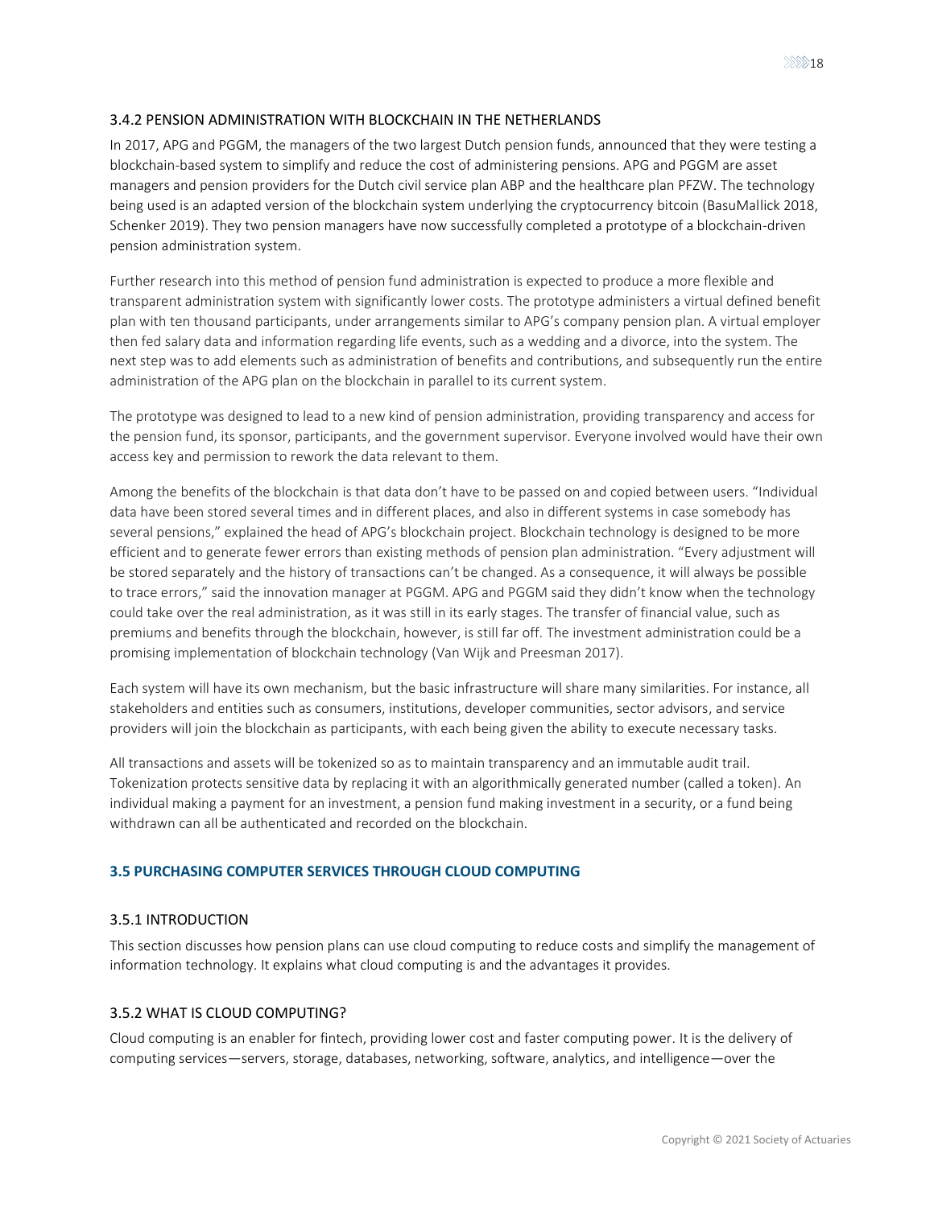### 3.4.2 PENSION ADMINISTRATION WITH BLOCKCHAIN IN THE NETHERLANDS

In 2017, APG and PGGM, the managers of the two largest Dutch pension funds, announced that they were testing a blockchain-based system to simplify and reduce the cost of administering pensions. APG and PGGM are asset managers and pension providers for the Dutch civil service plan ABP and the healthcare plan PFZW. The technology being used is an adapted version of the blockchain system underlying the cryptocurrency bitcoin (BasuMallick 2018, Schenker 2019). They two pension managers have now successfully completed a prototype of a blockchain-driven pension administration system.

Further research into this method of pension fund administration is expected to produce a more flexible and transparent administration system with significantly lower costs. The prototype administers a virtual defined benefit plan with ten thousand participants, under arrangements similar to APG's company pension plan. A virtual employer then fed salary data and information regarding life events, such as a wedding and a divorce, into the system. The next step was to add elements such as administration of benefits and contributions, and subsequently run the entire administration of the APG plan on the blockchain in parallel to its current system.

The prototype was designed to lead to a new kind of pension administration, providing transparency and access for the pension fund, its sponsor, participants, and the government supervisor. Everyone involved would have their own access key and permission to rework the data relevant to them.

Among the benefits of the blockchain is that data don't have to be passed on and copied between users. "Individual data have been stored several times and in different places, and also in different systems in case somebody has several pensions," explained the head of APG's blockchain project. Blockchain technology is designed to be more efficient and to generate fewer errors than existing methods of pension plan administration. "Every adjustment will be stored separately and the history of transactions can't be changed. As a consequence, it will always be possible to trace errors," said the innovation manager at PGGM. APG and PGGM said they didn't know when the technology could take over the real administration, as it was still in its early stages. The transfer of financial value, such as premiums and benefits through the blockchain, however, is still far off. The investment administration could be a promising implementation of blockchain technology (Van Wijk and Preesman 2017).

Each system will have its own mechanism, but the basic infrastructure will share many similarities. For instance, all stakeholders and entities such as consumers, institutions, developer communities, sector advisors, and service providers will join the blockchain as participants, with each being given the ability to execute necessary tasks.

All transactions and assets will be tokenized so as to maintain transparency and an immutable audit trail. Tokenization protects sensitive data by replacing it with an algorithmically generated number (called a token). An individual making a payment for an investment, a pension fund making investment in a security, or a fund being withdrawn can all be authenticated and recorded on the blockchain.

## 3.5 PURCHASING COMPUTER SERVICES THROUGH CLOUD COMPUTING

### 3.5.1 INTRODUCTION

This section discusses how pension plans can use cloud computing to reduce costs and simplify the management of information technology. It explains what cloud computing is and the advantages it provides.

### 3.5.2 WHAT IS CLOUD COMPUTING?

Cloud computing is an enabler for fintech, providing lower cost and faster computing power. It is the delivery of computing services—servers, storage, databases, networking, software, analytics, and intelligence—over the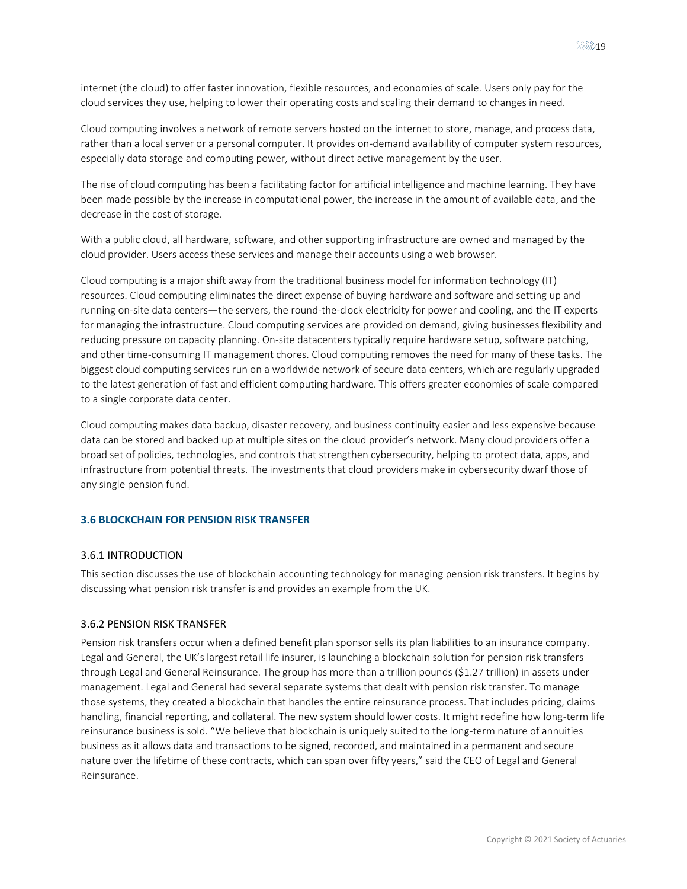internet (the cloud) to offer faster innovation, flexible resources, and economies of scale. Users only pay for the cloud services they use, helping to lower their operating costs and scaling their demand to changes in need.

Cloud computing involves a network of remote servers hosted on the internet to store, manage, and process data, rather than a local server or a personal computer. It provides on-demand availability of computer system resources, especially data storage and computing power, without direct active management by the user.

The rise of cloud computing has been a facilitating factor for artificial intelligence and machine learning. They have been made possible by the increase in computational power, the increase in the amount of available data, and the decrease in the cost of storage.

With a public cloud, all hardware, software, and other supporting infrastructure are owned and managed by the cloud provider. Users access these services and manage their accounts using a web browser.

Cloud computing is a major shift away from the traditional business model for information technology (IT) resources. Cloud computing eliminates the direct expense of buying hardware and software and setting up and running on-site data centers—the servers, the round-the-clock electricity for power and cooling, and the IT experts for managing the infrastructure. Cloud computing services are provided on demand, giving businesses flexibility and reducing pressure on capacity planning. On-site datacenters typically require hardware setup, software patching, and other time-consuming IT management chores. Cloud computing removes the need for many of these tasks. The biggest cloud computing services run on a worldwide network of secure data centers, which are regularly upgraded to the latest generation of fast and efficient computing hardware. This offers greater economies of scale compared to a single corporate data center.

Cloud computing makes data backup, disaster recovery, and business continuity easier and less expensive because data can be stored and backed up at multiple sites on the cloud provider's network. Many cloud providers offer a broad set of policies, technologies, and controls that strengthen cybersecurity, helping to protect data, apps, and infrastructure from potential threats. The investments that cloud providers make in cybersecurity dwarf those of any single pension fund.

## 3.6 BLOCKCHAIN FOR PENSION RISK TRANSFER

### 3.6.1 INTRODUCTION

This section discusses the use of blockchain accounting technology for managing pension risk transfers. It begins by discussing what pension risk transfer is and provides an example from the UK.

### 3.6.2 PENSION RISK TRANSFER

Pension risk transfers occur when a defined benefit plan sponsor sells its plan liabilities to an insurance company. Legal and General, the UK's largest retail life insurer, is launching a blockchain solution for pension risk transfers through Legal and General Reinsurance. The group has more than a trillion pounds ($1.27 trillion) in assets under management. Legal and General had several separate systems that dealt with pension risk transfer. To manage those systems, they created a blockchain that handles the entire reinsurance process. That includes pricing, claims handling, financial reporting, and collateral. The new system should lower costs. It might redefine how long-term life reinsurance business is sold. "We believe that blockchain is uniquely suited to the long-term nature of annuities business as it allows data and transactions to be signed, recorded, and maintained in a permanent and secure nature over the lifetime of these contracts, which can span over fifty years," said the CEO of Legal and General Reinsurance.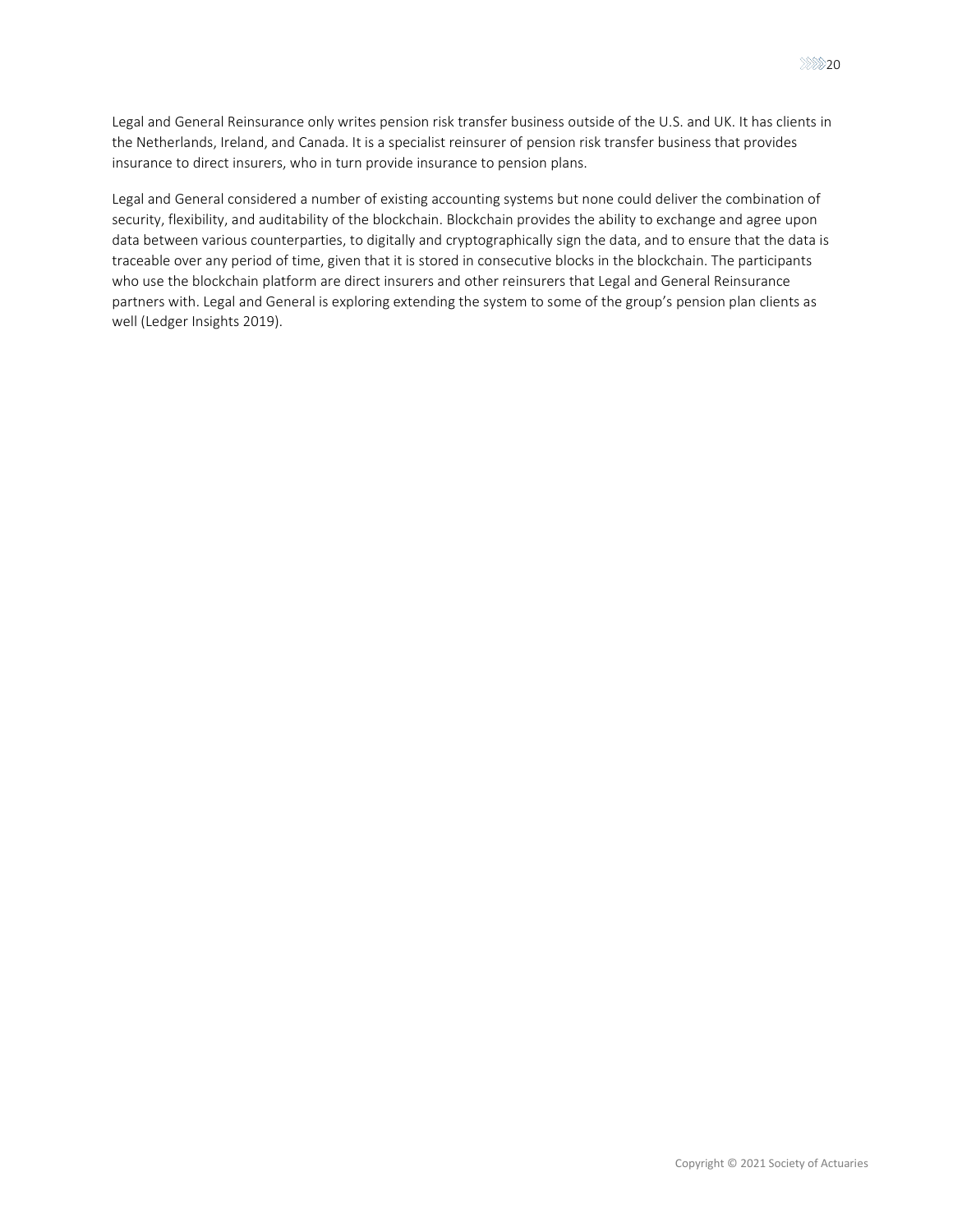Legal and General Reinsurance only writes pension risk transfer business outside of the U.S. and UK. It has clients in the Netherlands, Ireland, and Canada. It is a specialist reinsurer of pension risk transfer business that provides insurance to direct insurers, who in turn provide insurance to pension plans.

Legal and General considered a number of existing accounting systems but none could deliver the combination of security, flexibility, and auditability of the blockchain. Blockchain provides the ability to exchange and agree upon data between various counterparties, to digitally and cryptographically sign the data, and to ensure that the data is traceable over any period of time, given that it is stored in consecutive blocks in the blockchain. The participants who use the blockchain platform are direct insurers and other reinsurers that Legal and General Reinsurance partners with. Legal and General is exploring extending the system to some of the group's pension plan clients as well (Ledger Insights 2019).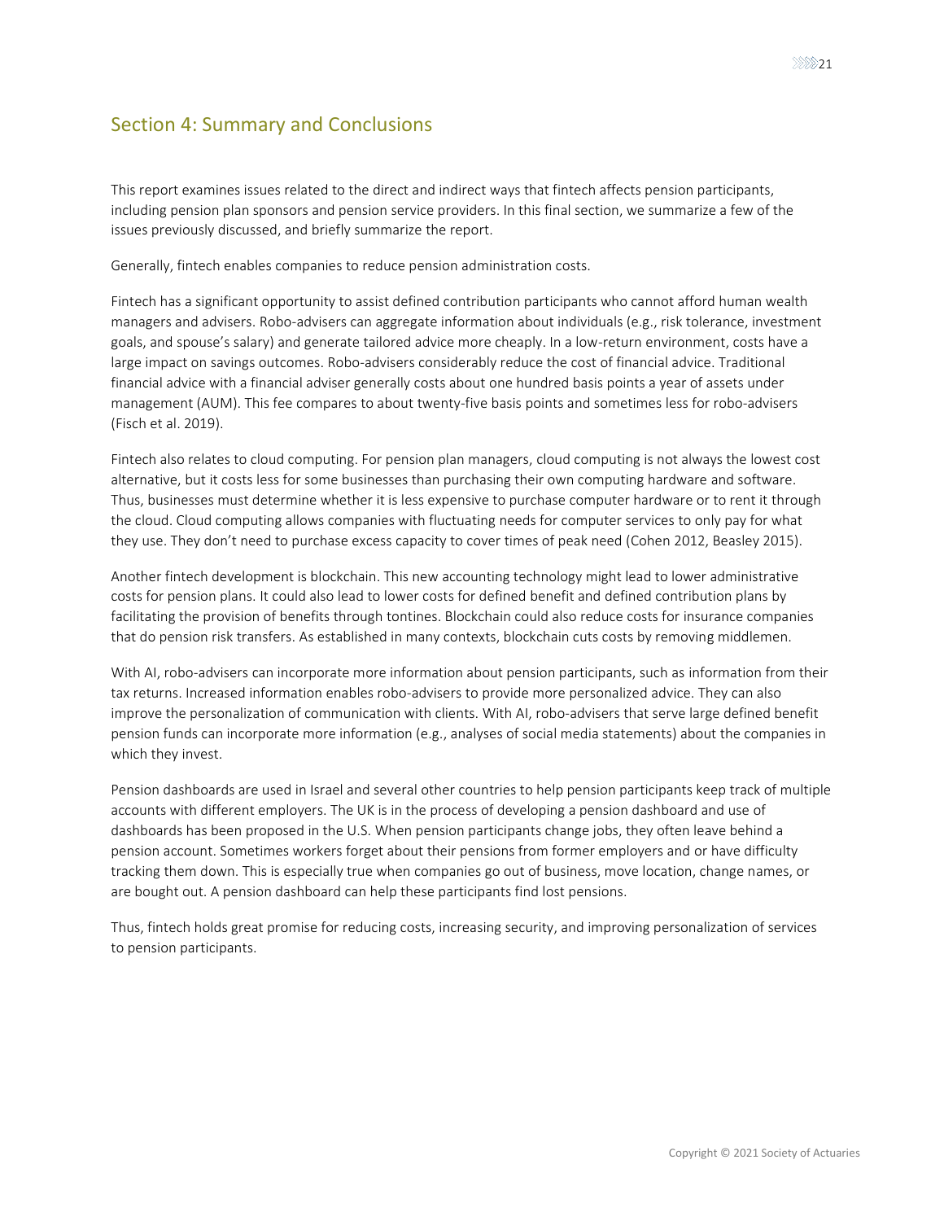## Section 4: Summary and Conclusions

This report examines issues related to the direct and indirect ways that fintech affects pension participants, including pension plan sponsors and pension service providers. In this final section, we summarize a few of the issues previously discussed, and briefly summarize the report.

Generally, fintech enables companies to reduce pension administration costs.

Fintech has a significant opportunity to assist defined contribution participants who cannot afford human wealth managers and advisers. Robo-advisers can aggregate information about individuals (e.g., risk tolerance, investment goals, and spouse's salary) and generate tailored advice more cheaply. In a low-return environment, costs have a large impact on savings outcomes. Robo-advisers considerably reduce the cost of financial advice. Traditional financial advice with a financial adviser generally costs about one hundred basis points a year of assets under management (AUM). This fee compares to about twenty-five basis points and sometimes less for robo-advisers (Fisch et al. 2019).

Fintech also relates to cloud computing. For pension plan managers, cloud computing is not always the lowest cost alternative, but it costs less for some businesses than purchasing their own computing hardware and software. Thus, businesses must determine whether it is less expensive to purchase computer hardware or to rent it through the cloud. Cloud computing allows companies with fluctuating needs for computer services to only pay for what they use. They don't need to purchase excess capacity to cover times of peak need (Cohen 2012, Beasley 2015).

Another fintech development is blockchain. This new accounting technology might lead to lower administrative costs for pension plans. It could also lead to lower costs for defined benefit and defined contribution plans by facilitating the provision of benefits through tontines. Blockchain could also reduce costs for insurance companies that do pension risk transfers. As established in many contexts, blockchain cuts costs by removing middlemen.

With AI, robo-advisers can incorporate more information about pension participants, such as information from their tax returns. Increased information enables robo-advisers to provide more personalized advice. They can also improve the personalization of communication with clients. With AI, robo-advisers that serve large defined benefit pension funds can incorporate more information (e.g., analyses of social media statements) about the companies in which they invest.

Pension dashboards are used in Israel and several other countries to help pension participants keep track of multiple accounts with different employers. The UK is in the process of developing a pension dashboard and use of dashboards has been proposed in the U.S. When pension participants change jobs, they often leave behind a pension account. Sometimes workers forget about their pensions from former employers and or have difficulty tracking them down. This is especially true when companies go out of business, move location, change names, or are bought out. A pension dashboard can help these participants find lost pensions.

Thus, fintech holds great promise for reducing costs, increasing security, and improving personalization of services to pension participants.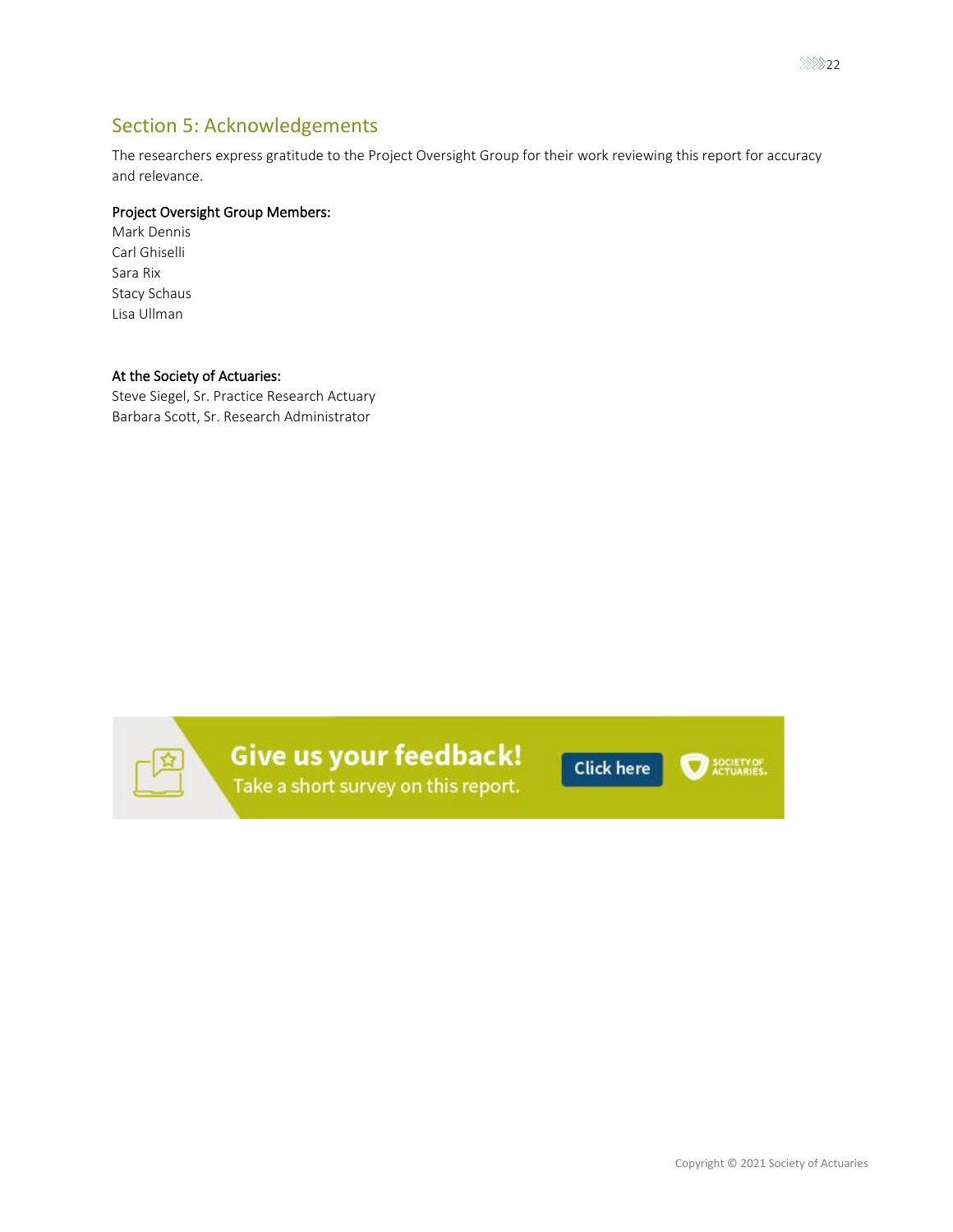## Section 5: Acknowledgements

The researchers express gratitude to the Project Oversight Group for their work reviewing this report for accuracy and relevance.

**Project Oversight Group Members:**

Mark Dennis
Carl Ghiselli
Sara Rix
Stacy Schaus
Lisa Ullman

**At the Society of Actuaries:**

Steve Siegel, Sr. Practice Research Actuary
Barbara Scott, Sr. Research Administrator

Give us your feedback! Take a short survey on this report. Click here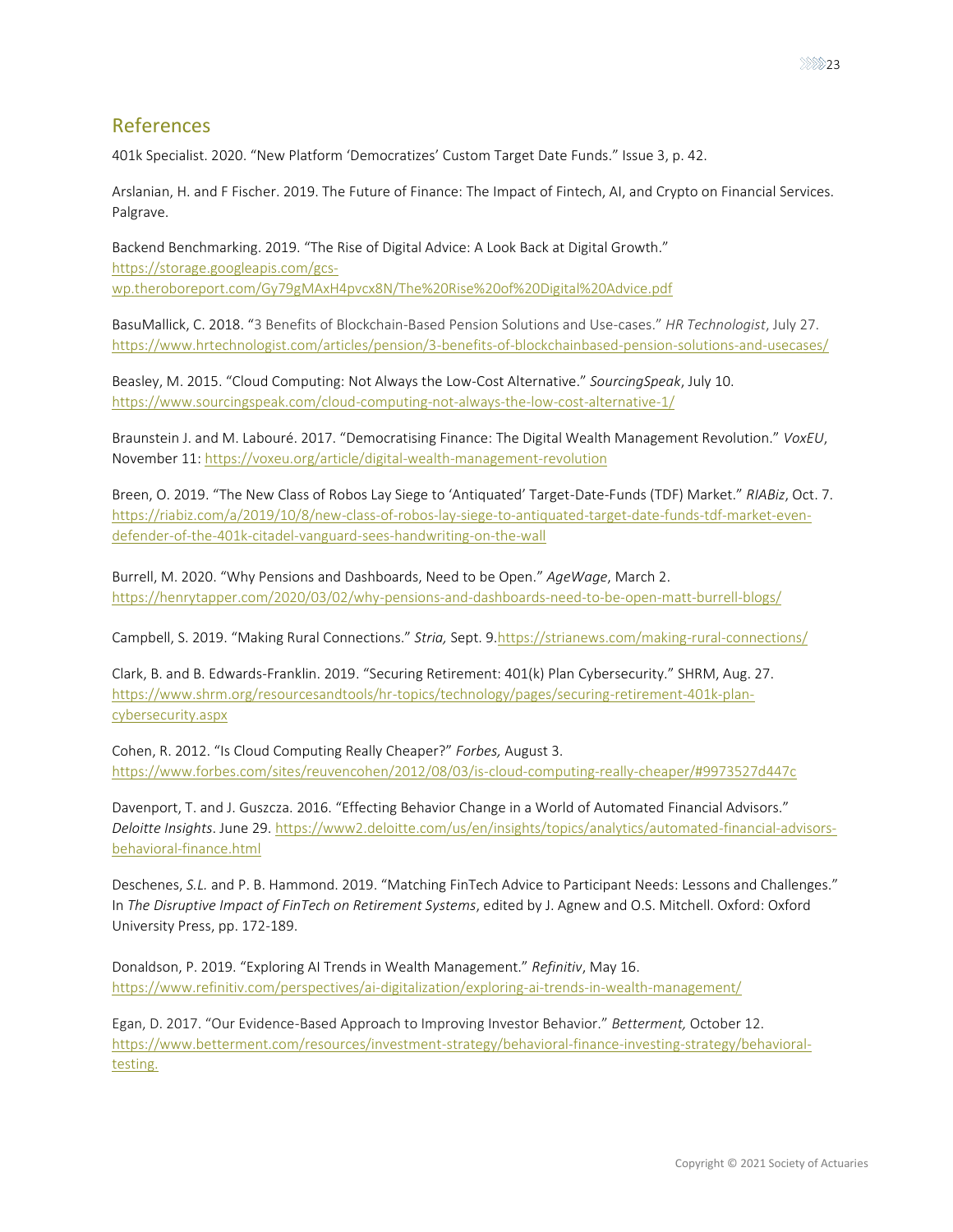## References

401k Specialist. 2020. "New Platform 'Democratizes' Custom Target Date Funds." Issue 3, p. 42.

Arslanian, H. and F Fischer. 2019. The Future of Finance: The Impact of Fintech, AI, and Crypto on Financial Services. Palgrave.

Backend Benchmarking. 2019. "The Rise of Digital Advice: A Look Back at Digital Growth." https://storage.googleapis.com/gcs-wp.theroboreport.com/Gy79gMAxH4pvcx8N/The%20Rise%20of%20Digital%20Advice.pdf

BasuMallick, C. 2018. "3 Benefits of Blockchain-Based Pension Solutions and Use-cases." *HR Technologist*, July 27. https://www.hrtechnologist.com/articles/pension/3-benefits-of-blockchainbased-pension-solutions-and-usecases/

Beasley, M. 2015. "Cloud Computing: Not Always the Low-Cost Alternative." *SourcingSpeak*, July 10. https://www.sourcingspeak.com/cloud-computing-not-always-the-low-cost-alternative-1/

Braunstein J. and M. Labouré. 2017. "Democratising Finance: The Digital Wealth Management Revolution." *VoxEU*, November 11: https://voxeu.org/article/digital-wealth-management-revolution

Breen, O. 2019. "The New Class of Robos Lay Siege to 'Antiquated' Target-Date-Funds (TDF) Market." *RIABiz*, Oct. 7. https://riabiz.com/a/2019/10/8/new-class-of-robos-lay-siege-to-antiquated-target-date-funds-tdf-market-even-defender-of-the-401k-citadel-vanguard-sees-handwriting-on-the-wall

Burrell, M. 2020. "Why Pensions and Dashboards, Need to be Open." *AgeWage*, March 2. https://henrytapper.com/2020/03/02/why-pensions-and-dashboards-need-to-be-open-matt-burrell-blogs/

Campbell, S. 2019. "Making Rural Connections." *Stria,* Sept. 9.https://strianews.com/making-rural-connections/

Clark, B. and B. Edwards-Franklin. 2019. "Securing Retirement: 401(k) Plan Cybersecurity." SHRM, Aug. 27. https://www.shrm.org/resourcesandtools/hr-topics/technology/pages/securing-retirement-401k-plan-cybersecurity.aspx

Cohen, R. 2012. "Is Cloud Computing Really Cheaper?" *Forbes,* August 3. https://www.forbes.com/sites/reuvencohen/2012/08/03/is-cloud-computing-really-cheaper/#9973527d447c

Davenport, T. and J. Guszcza. 2016. "Effecting Behavior Change in a World of Automated Financial Advisors." *Deloitte Insights*. June 29. https://www2.deloitte.com/us/en/insights/topics/analytics/automated-financial-advisors-behavioral-finance.html

Deschenes, *S.L.* and P. B. Hammond. 2019. "Matching FinTech Advice to Participant Needs: Lessons and Challenges." In *The Disruptive Impact of FinTech on Retirement Systems*, edited by J. Agnew and O.S. Mitchell. Oxford: Oxford University Press, pp. 172-189.

Donaldson, P. 2019. "Exploring AI Trends in Wealth Management." *Refinitiv*, May 16. https://www.refinitiv.com/perspectives/ai-digitalization/exploring-ai-trends-in-wealth-management/

Egan, D. 2017. "Our Evidence-Based Approach to Improving Investor Behavior." *Betterment,* October 12. https://www.betterment.com/resources/investment-strategy/behavioral-finance-investing-strategy/behavioral-testing.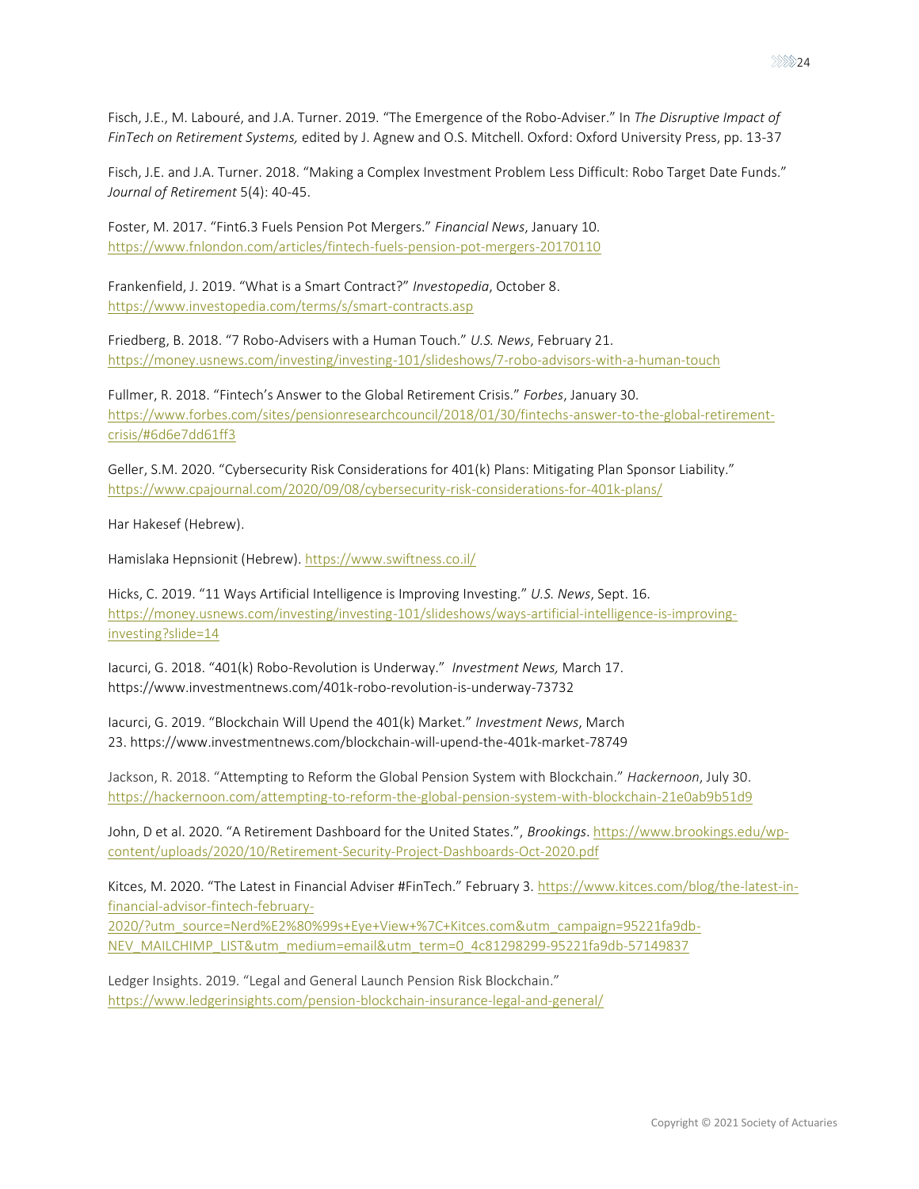Fisch, J.E., M. Labouré, and J.A. Turner. 2019. "The Emergence of the Robo-Adviser." In *The Disruptive Impact of FinTech on Retirement Systems,* edited by J. Agnew and O.S. Mitchell. Oxford: Oxford University Press, pp. 13-37

Fisch, J.E. and J.A. Turner. 2018. "Making a Complex Investment Problem Less Difficult: Robo Target Date Funds." *Journal of Retirement* 5(4): 40-45.

Foster, M. 2017. "Fint6.3 Fuels Pension Pot Mergers." *Financial News*, January 10. https://www.fnlondon.com/articles/fintech-fuels-pension-pot-mergers-20170110

Frankenfield, J. 2019. "What is a Smart Contract?" *Investopedia*, October 8. https://www.investopedia.com/terms/s/smart-contracts.asp

Friedberg, B. 2018. "7 Robo-Advisers with a Human Touch." *U.S. News*, February 21. https://money.usnews.com/investing/investing-101/slideshows/7-robo-advisors-with-a-human-touch

Fullmer, R. 2018. "Fintech's Answer to the Global Retirement Crisis." *Forbes*, January 30. https://www.forbes.com/sites/pensionresearchcouncil/2018/01/30/fintechs-answer-to-the-global-retirement-crisis/#6d6e7dd61ff3

Geller, S.M. 2020. "Cybersecurity Risk Considerations for 401(k) Plans: Mitigating Plan Sponsor Liability." https://www.cpajournal.com/2020/09/08/cybersecurity-risk-considerations-for-401k-plans/

Har Hakesef (Hebrew).

Hamislaka Hepnsionit (Hebrew). https://www.swiftness.co.il/

Hicks, C. 2019. "11 Ways Artificial Intelligence is Improving Investing." *U.S. News*, Sept. 16. https://money.usnews.com/investing/investing-101/slideshows/ways-artificial-intelligence-is-improving-investing?slide=14

Iacurci, G. 2018. "401(k) Robo-Revolution is Underway." *Investment News,* March 17. https://www.investmentnews.com/401k-robo-revolution-is-underway-73732

Iacurci, G. 2019. "Blockchain Will Upend the 401(k) Market." *Investment News*, March 23. https://www.investmentnews.com/blockchain-will-upend-the-401k-market-78749

Jackson, R. 2018. "Attempting to Reform the Global Pension System with Blockchain." *Hackernoon*, July 30. https://hackernoon.com/attempting-to-reform-the-global-pension-system-with-blockchain-21e0ab9b51d9

John, D et al. 2020. "A Retirement Dashboard for the United States.", *Brookings*. https://www.brookings.edu/wp-content/uploads/2020/10/Retirement-Security-Project-Dashboards-Oct-2020.pdf

Kitces, M. 2020. "The Latest in Financial Adviser #FinTech." February 3. https://www.kitces.com/blog/the-latest-in-financial-advisor-fintech-february-2020/?utm_source=Nerd%E2%80%99s+Eye+View+%7C+Kitces.com&utm_campaign=95221fa9db-NEV_MAILCHIMP_LIST&utm_medium=email&utm_term=0_4c81298299-95221fa9db-57149837

Ledger Insights. 2019. "Legal and General Launch Pension Risk Blockchain." https://www.ledgerinsights.com/pension-blockchain-insurance-legal-and-general/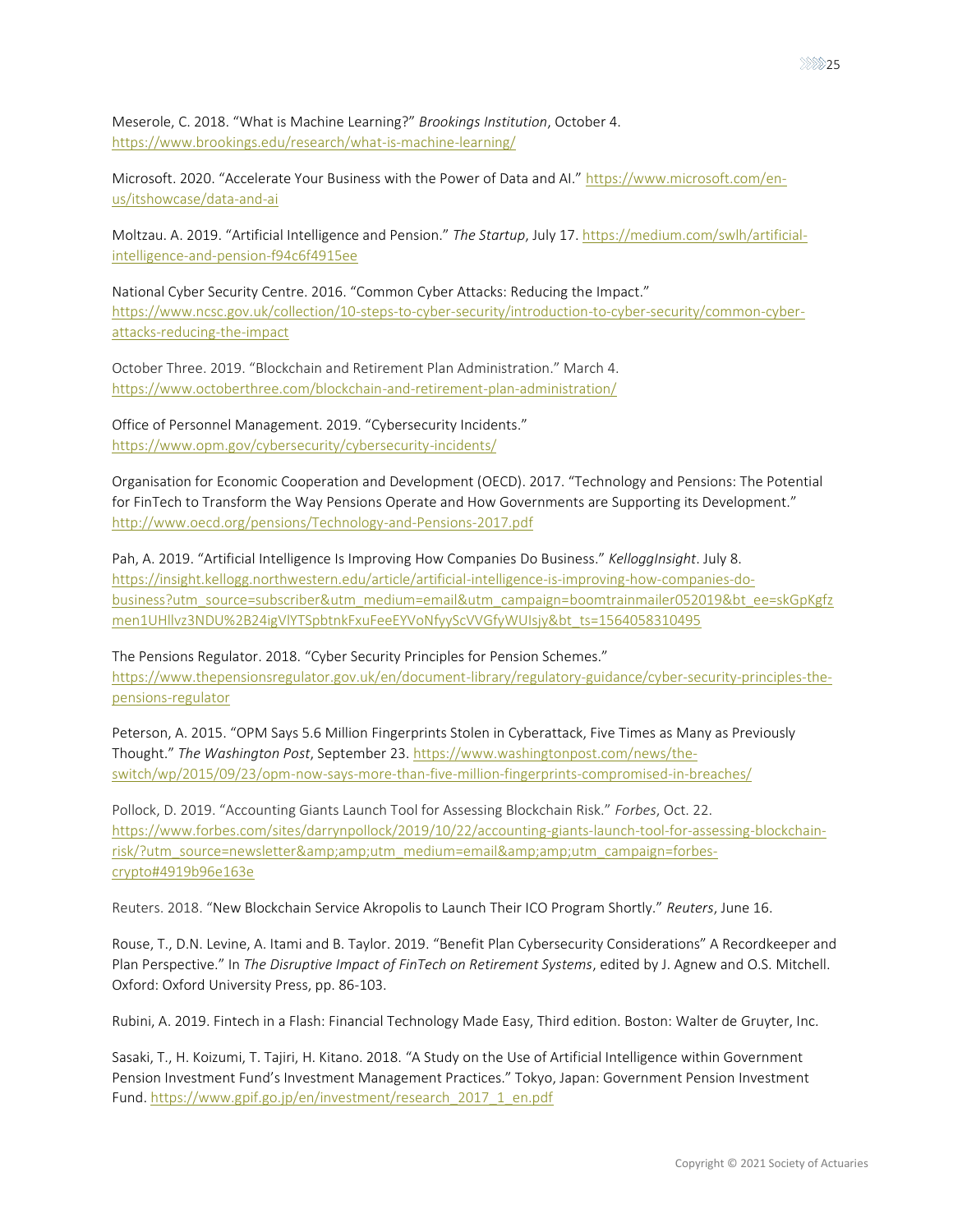Meserole, C. 2018. "What is Machine Learning?" *Brookings Institution*, October 4. https://www.brookings.edu/research/what-is-machine-learning/

Microsoft. 2020. "Accelerate Your Business with the Power of Data and AI." https://www.microsoft.com/en-us/itshowcase/data-and-ai

Moltzau. A. 2019. "Artificial Intelligence and Pension." *The Startup*, July 17. https://medium.com/swlh/artificial-intelligence-and-pension-f94c6f4915ee

National Cyber Security Centre. 2016. "Common Cyber Attacks: Reducing the Impact." https://www.ncsc.gov.uk/collection/10-steps-to-cyber-security/introduction-to-cyber-security/common-cyber-attacks-reducing-the-impact

October Three. 2019. "Blockchain and Retirement Plan Administration." March 4. https://www.octoberthree.com/blockchain-and-retirement-plan-administration/

Office of Personnel Management. 2019. "Cybersecurity Incidents." https://www.opm.gov/cybersecurity/cybersecurity-incidents/

Organisation for Economic Cooperation and Development (OECD). 2017. "Technology and Pensions: The Potential for FinTech to Transform the Way Pensions Operate and How Governments are Supporting its Development." http://www.oecd.org/pensions/Technology-and-Pensions-2017.pdf

Pah, A. 2019. "Artificial Intelligence Is Improving How Companies Do Business." *KelloggInsight*. July 8. https://insight.kellogg.northwestern.edu/article/artificial-intelligence-is-improving-how-companies-do-business?utm_source=subscriber&utm_medium=email&utm_campaign=boomtrainmailer052019&bt_ee=skGpKgfzmen1UHllvz3NDU%2B24igVlYTSpbtnkFxuFeeEYVoNfyyScVVGfyWUIsjy&bt_ts=1564058310495

The Pensions Regulator. 2018. "Cyber Security Principles for Pension Schemes." https://www.thepensionsregulator.gov.uk/en/document-library/regulatory-guidance/cyber-security-principles-the-pensions-regulator

Peterson, A. 2015. "OPM Says 5.6 Million Fingerprints Stolen in Cyberattack, Five Times as Many as Previously Thought." *The Washington Post*, September 23. https://www.washingtonpost.com/news/the-switch/wp/2015/09/23/opm-now-says-more-than-five-million-fingerprints-compromised-in-breaches/

Pollock, D. 2019. "Accounting Giants Launch Tool for Assessing Blockchain Risk." *Forbes*, Oct. 22. https://www.forbes.com/sites/darrynpollock/2019/10/22/accounting-giants-launch-tool-for-assessing-blockchain-risk/?utm_source=newsletter&amp;amp;utm_medium=email&amp;amp;utm_campaign=forbes-crypto#4919b96e163e

Reuters. 2018. "New Blockchain Service Akropolis to Launch Their ICO Program Shortly." *Reuters*, June 16.

Rouse, T., D.N. Levine, A. Itami and B. Taylor. 2019. "Benefit Plan Cybersecurity Considerations" A Recordkeeper and Plan Perspective." In *The Disruptive Impact of FinTech on Retirement Systems*, edited by J. Agnew and O.S. Mitchell. Oxford: Oxford University Press, pp. 86-103.

Rubini, A. 2019. Fintech in a Flash: Financial Technology Made Easy, Third edition. Boston: Walter de Gruyter, Inc.

Sasaki, T., H. Koizumi, T. Tajiri, H. Kitano. 2018. "A Study on the Use of Artificial Intelligence within Government Pension Investment Fund's Investment Management Practices." Tokyo, Japan: Government Pension Investment Fund. https://www.gpif.go.jp/en/investment/research_2017_1_en.pdf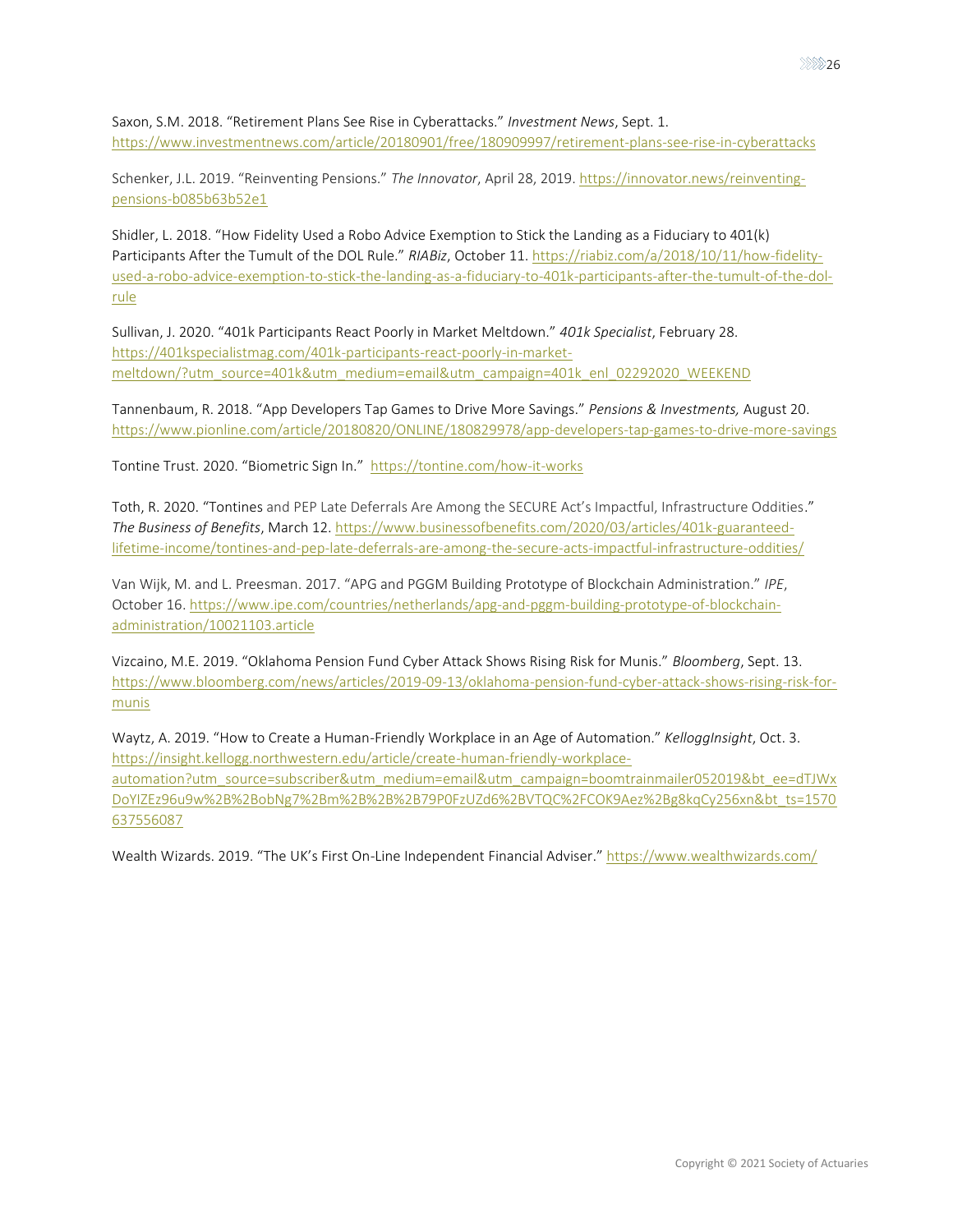Saxon, S.M. 2018. "Retirement Plans See Rise in Cyberattacks." *Investment News*, Sept. 1. https://www.investmentnews.com/article/20180901/free/180909997/retirement-plans-see-rise-in-cyberattacks

Schenker, J.L. 2019. "Reinventing Pensions." *The Innovator*, April 28, 2019. https://innovator.news/reinventing-pensions-b085b63b52e1

Shidler, L. 2018. "How Fidelity Used a Robo Advice Exemption to Stick the Landing as a Fiduciary to 401(k) Participants After the Tumult of the DOL Rule." *RIABiz*, October 11. https://riabiz.com/a/2018/10/11/how-fidelity-used-a-robo-advice-exemption-to-stick-the-landing-as-a-fiduciary-to-401k-participants-after-the-tumult-of-the-dol-rule

Sullivan, J. 2020. "401k Participants React Poorly in Market Meltdown." *401k Specialist*, February 28. https://401kspecialistmag.com/401k-participants-react-poorly-in-market-meltdown/?utm_source=401k&utm_medium=email&utm_campaign=401k_enl_02292020_WEEKEND

Tannenbaum, R. 2018. "App Developers Tap Games to Drive More Savings." *Pensions & Investments,* August 20. https://www.pionline.com/article/20180820/ONLINE/180829978/app-developers-tap-games-to-drive-more-savings

Tontine Trust. 2020. "Biometric Sign In." https://tontine.com/how-it-works

Toth, R. 2020. "Tontines and PEP Late Deferrals Are Among the SECURE Act's Impactful, Infrastructure Oddities." *The Business of Benefits*, March 12. https://www.businessofbenefits.com/2020/03/articles/401k-guaranteed-lifetime-income/tontines-and-pep-late-deferrals-are-among-the-secure-acts-impactful-infrastructure-oddities/

Van Wijk, M. and L. Preesman. 2017. "APG and PGGM Building Prototype of Blockchain Administration." *IPE*, October 16. https://www.ipe.com/countries/netherlands/apg-and-pggm-building-prototype-of-blockchain-administration/10021103.article

Vizcaino, M.E. 2019. "Oklahoma Pension Fund Cyber Attack Shows Rising Risk for Munis." *Bloomberg*, Sept. 13. https://www.bloomberg.com/news/articles/2019-09-13/oklahoma-pension-fund-cyber-attack-shows-rising-risk-for-munis

Waytz, A. 2019. "How to Create a Human-Friendly Workplace in an Age of Automation." *KelloggInsight*, Oct. 3. https://insight.kellogg.northwestern.edu/article/create-human-friendly-workplace-automation?utm_source=subscriber&utm_medium=email&utm_campaign=boomtrainmailer052019&bt_ee=dTJWxDoYIZEz96u9w%2B%2BobNg7%2Bm%2B%2B%2B79P0FzUZd6%2BVTQC%2FCOK9Aez%2Bg8kqCy256xn&bt_ts=1570637556087

Wealth Wizards. 2019. "The UK's First On-Line Independent Financial Adviser." https://www.wealthwizards.com/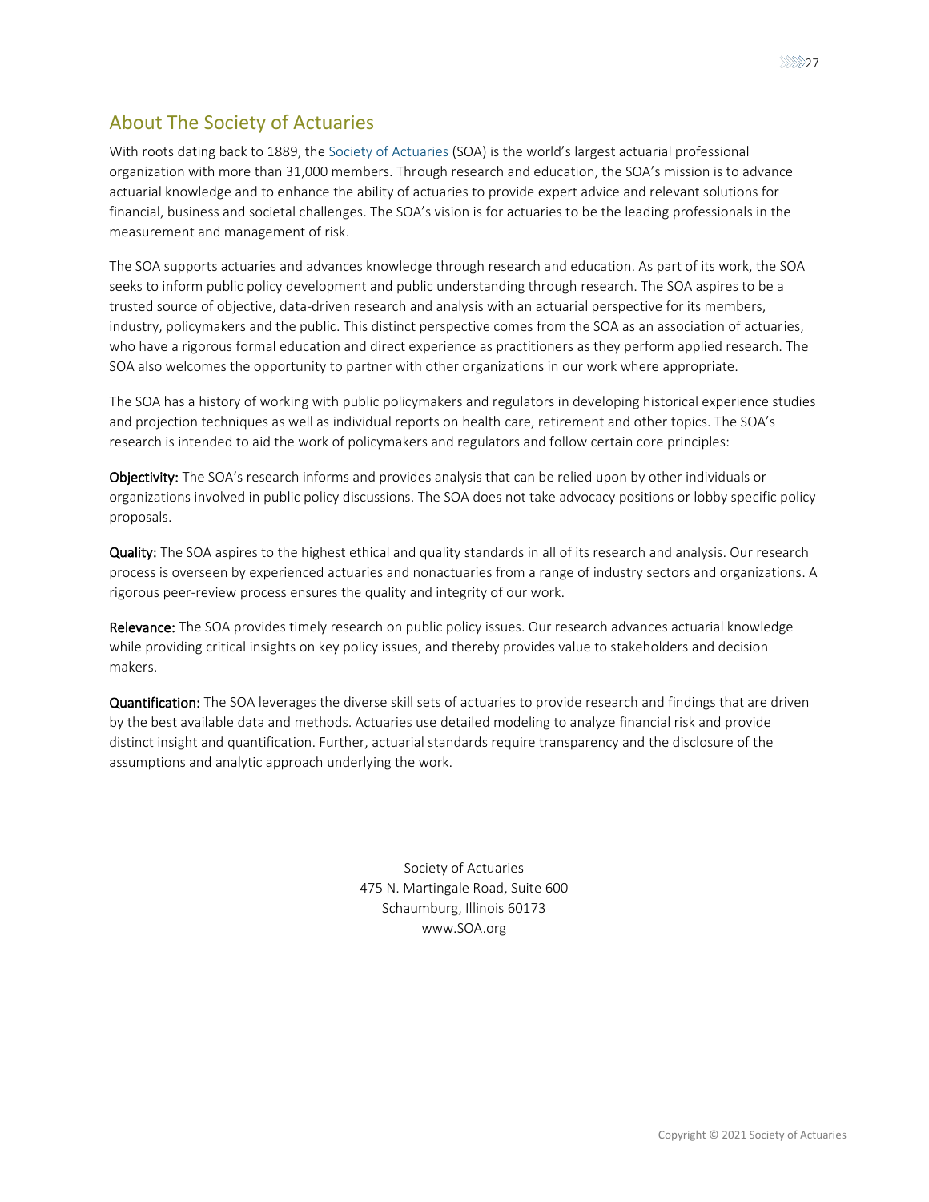## About The Society of Actuaries

With roots dating back to 1889, the Society of Actuaries (SOA) is the world's largest actuarial professional organization with more than 31,000 members. Through research and education, the SOA's mission is to advance actuarial knowledge and to enhance the ability of actuaries to provide expert advice and relevant solutions for financial, business and societal challenges. The SOA's vision is for actuaries to be the leading professionals in the measurement and management of risk.

The SOA supports actuaries and advances knowledge through research and education. As part of its work, the SOA seeks to inform public policy development and public understanding through research. The SOA aspires to be a trusted source of objective, data-driven research and analysis with an actuarial perspective for its members, industry, policymakers and the public. This distinct perspective comes from the SOA as an association of actuaries, who have a rigorous formal education and direct experience as practitioners as they perform applied research. The SOA also welcomes the opportunity to partner with other organizations in our work where appropriate.

The SOA has a history of working with public policymakers and regulators in developing historical experience studies and projection techniques as well as individual reports on health care, retirement and other topics. The SOA's research is intended to aid the work of policymakers and regulators and follow certain core principles:

**Objectivity:** The SOA's research informs and provides analysis that can be relied upon by other individuals or organizations involved in public policy discussions. The SOA does not take advocacy positions or lobby specific policy proposals.

**Quality:** The SOA aspires to the highest ethical and quality standards in all of its research and analysis. Our research process is overseen by experienced actuaries and nonactuaries from a range of industry sectors and organizations. A rigorous peer-review process ensures the quality and integrity of our work.

**Relevance:** The SOA provides timely research on public policy issues. Our research advances actuarial knowledge while providing critical insights on key policy issues, and thereby provides value to stakeholders and decision makers.

**Quantification:** The SOA leverages the diverse skill sets of actuaries to provide research and findings that are driven by the best available data and methods. Actuaries use detailed modeling to analyze financial risk and provide distinct insight and quantification. Further, actuarial standards require transparency and the disclosure of the assumptions and analytic approach underlying the work.

Society of Actuaries
475 N. Martingale Road, Suite 600
Schaumburg, Illinois 60173
www.SOA.org